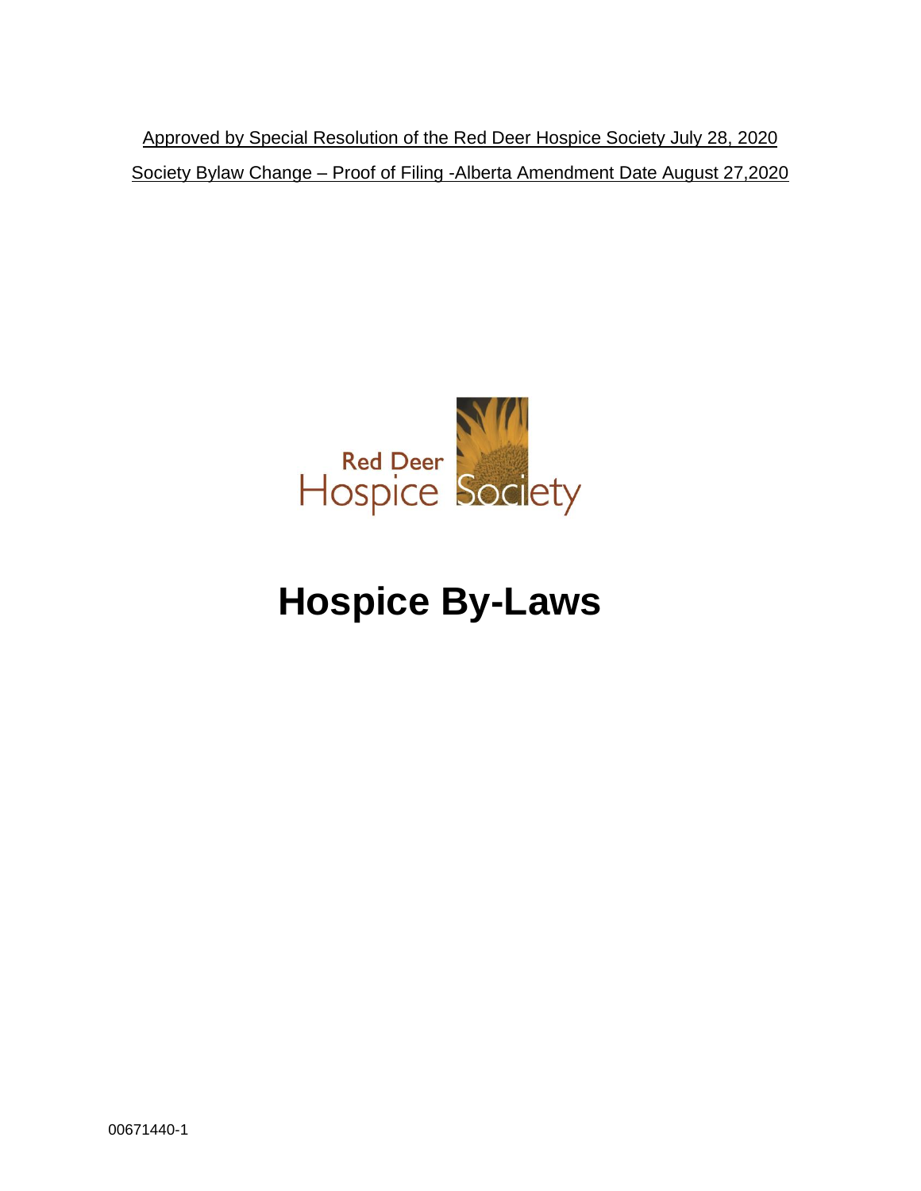Approved by Special Resolution of the Red Deer Hospice Society July 28, 2020

Society Bylaw Change – Proof of Filing -Alberta Amendment Date August 27,2020

Red Deer Hospice Society

# Hospice By-Laws

00671440-1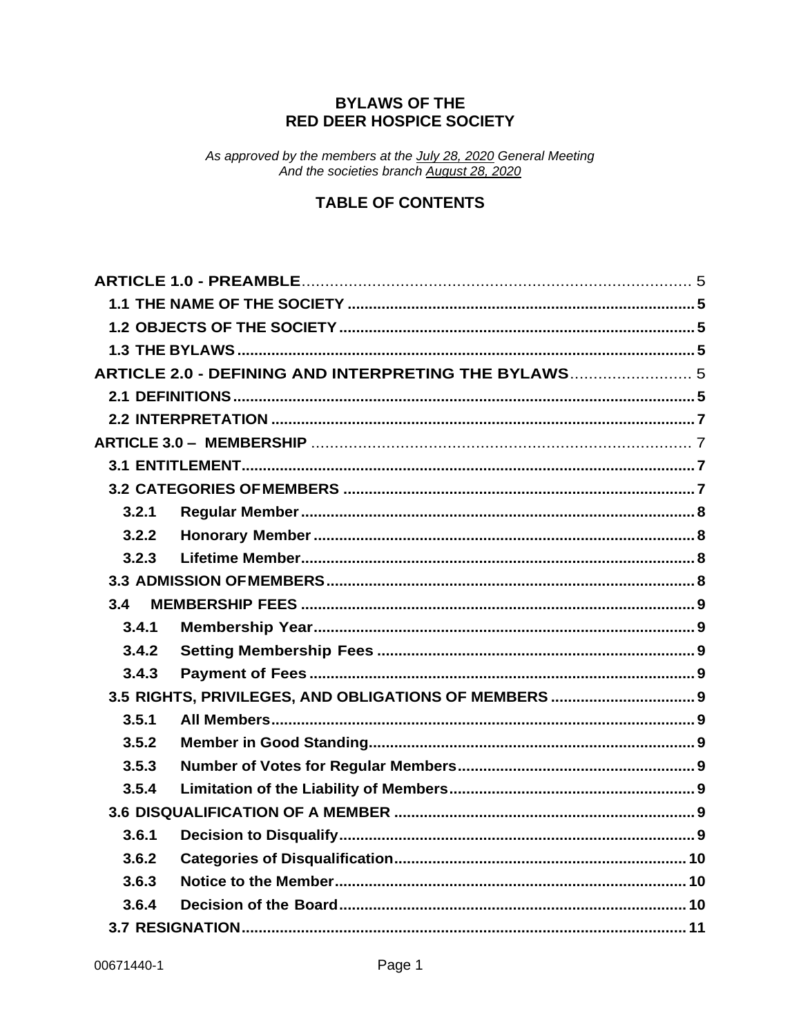# BYLAWS OF THE RED DEER HOSPICE SOCIETY

*As approved by the members at the July 28, 2020 General Meeting*
*And the societies branch August 28, 2020*

## TABLE OF CONTENTS

**ARTICLE 1.0 - PREAMBLE** ..... 5

**1.1 THE NAME OF THE SOCIETY** ..... 5

**1.2 OBJECTS OF THE SOCIETY** ..... 5

**1.3 THE BYLAWS** ..... 5

**ARTICLE 2.0 - DEFINING AND INTERPRETING THE BYLAWS** ..... 5

**2.1 DEFINITIONS** ..... 5

**2.2 INTERPRETATION** ..... 7

**ARTICLE 3.0 – MEMBERSHIP** ..... 7

**3.1 ENTITLEMENT** ..... 7

**3.2 CATEGORIES OF MEMBERS** ..... 7

**3.2.1 Regular Member** ..... 8

**3.2.2 Honorary Member** ..... 8

**3.2.3 Lifetime Member** ..... 8

**3.3 ADMISSION OF MEMBERS** ..... 8

**3.4 MEMBERSHIP FEES** ..... 9

**3.4.1 Membership Year** ..... 9

**3.4.2 Setting Membership Fees** ..... 9

**3.4.3 Payment of Fees** ..... 9

**3.5 RIGHTS, PRIVILEGES, AND OBLIGATIONS OF MEMBERS** ..... 9

**3.5.1 All Members** ..... 9

**3.5.2 Member in Good Standing** ..... 9

**3.5.3 Number of Votes for Regular Members** ..... 9

**3.5.4 Limitation of the Liability of Members** ..... 9

**3.6 DISQUALIFICATION OF A MEMBER** ..... 9

**3.6.1 Decision to Disqualify** ..... 9

**3.6.2 Categories of Disqualification** ..... 10

**3.6.3 Notice to the Member** ..... 10

**3.6.4 Decision of the Board** ..... 10

**3.7 RESIGNATION** ..... 11

00671440-1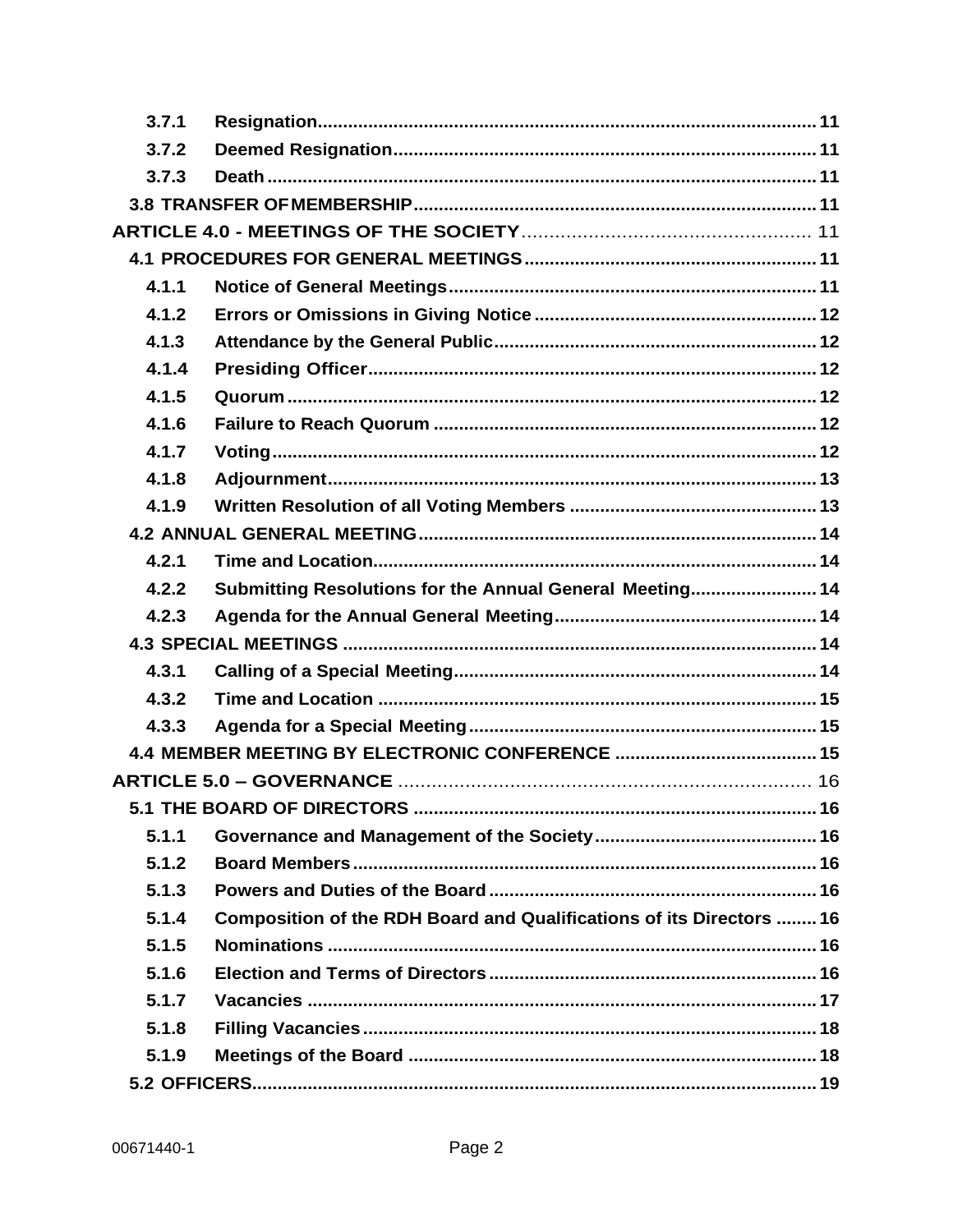- 3.7.1 Resignation .......... 11
- 3.7.2 Deemed Resignation .......... 11
- 3.7.3 Death .......... 11
- 3.8 TRANSFER OF MEMBERSHIP .......... 11

**ARTICLE 4.0 - MEETINGS OF THE SOCIETY** .......... 11

- 4.1 PROCEDURES FOR GENERAL MEETINGS .......... 11
  - 4.1.1 Notice of General Meetings .......... 11
  - 4.1.2 Errors or Omissions in Giving Notice .......... 12
  - 4.1.3 Attendance by the General Public .......... 12
  - 4.1.4 Presiding Officer .......... 12
  - 4.1.5 Quorum .......... 12
  - 4.1.6 Failure to Reach Quorum .......... 12
  - 4.1.7 Voting .......... 12
  - 4.1.8 Adjournment .......... 13
  - 4.1.9 Written Resolution of all Voting Members .......... 13
- 4.2 ANNUAL GENERAL MEETING .......... 14
  - 4.2.1 Time and Location .......... 14
  - 4.2.2 Submitting Resolutions for the Annual General Meeting .......... 14
  - 4.2.3 Agenda for the Annual General Meeting .......... 14
- 4.3 SPECIAL MEETINGS .......... 14
  - 4.3.1 Calling of a Special Meeting .......... 14
  - 4.3.2 Time and Location .......... 15
  - 4.3.3 Agenda for a Special Meeting .......... 15
- 4.4 MEMBER MEETING BY ELECTRONIC CONFERENCE .......... 15

**ARTICLE 5.0 – GOVERNANCE** .......... 16

- 5.1 THE BOARD OF DIRECTORS .......... 16
  - 5.1.1 Governance and Management of the Society .......... 16
  - 5.1.2 Board Members .......... 16
  - 5.1.3 Powers and Duties of the Board .......... 16
  - 5.1.4 Composition of the RDH Board and Qualifications of its Directors .......... 16
  - 5.1.5 Nominations .......... 16
  - 5.1.6 Election and Terms of Directors .......... 16
  - 5.1.7 Vacancies .......... 17
  - 5.1.8 Filling Vacancies .......... 18
  - 5.1.9 Meetings of the Board .......... 18
- 5.2 OFFICERS .......... 19

00671440-1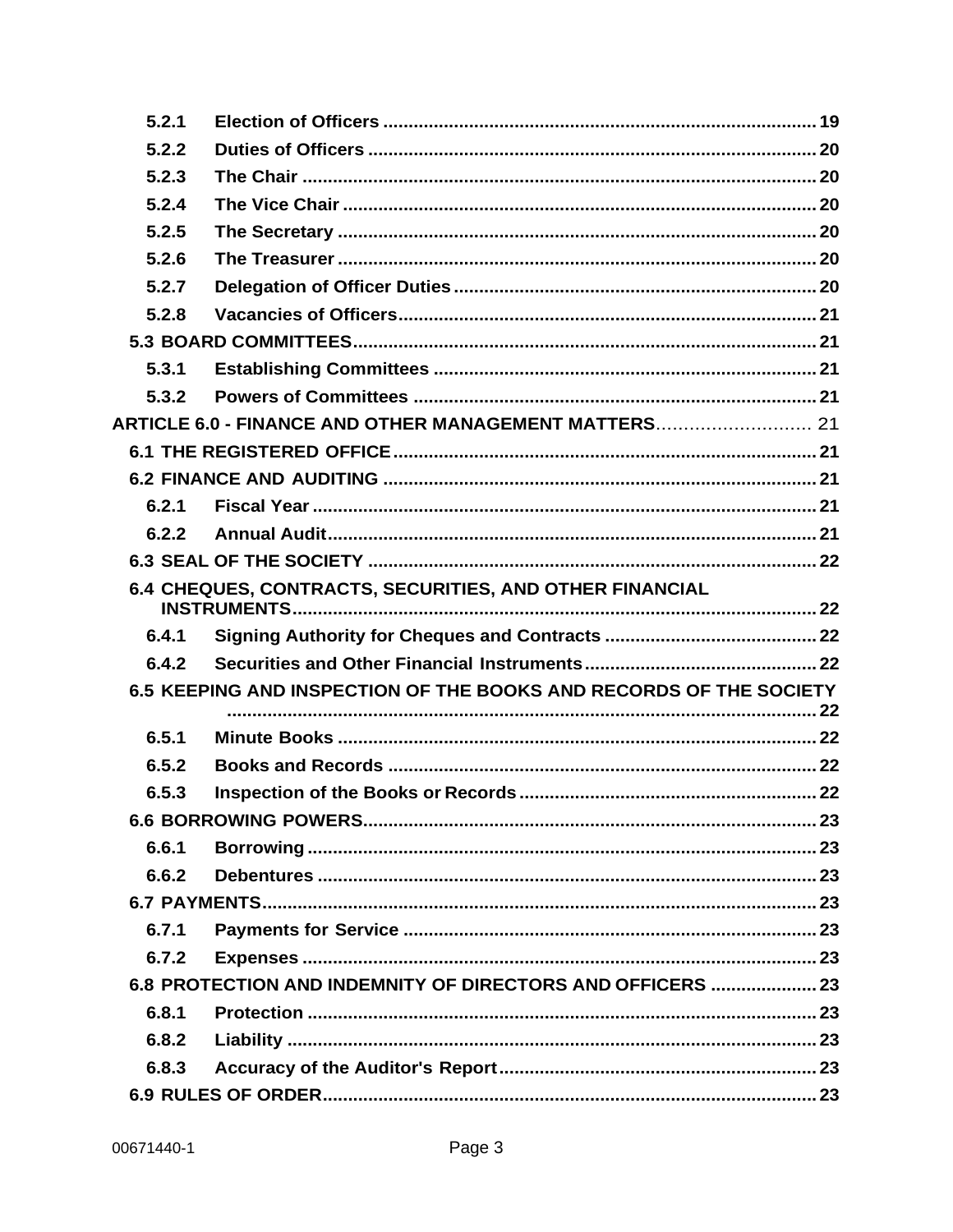| | | |
|---|---|---|
| **5.2.1** | **Election of Officers** | **19** |
| **5.2.2** | **Duties of Officers** | **20** |
| **5.2.3** | **The Chair** | **20** |
| **5.2.4** | **The Vice Chair** | **20** |
| **5.2.5** | **The Secretary** | **20** |
| **5.2.6** | **The Treasurer** | **20** |
| **5.2.7** | **Delegation of Officer Duties** | **20** |
| **5.2.8** | **Vacancies of Officers** | **21** |
| **5.3 BOARD COMMITTEES** | | **21** |
| **5.3.1** | **Establishing Committees** | **21** |
| **5.3.2** | **Powers of Committees** | **21** |
| **ARTICLE 6.0 - FINANCE AND OTHER MANAGEMENT MATTERS** | | 21 |
| **6.1 THE REGISTERED OFFICE** | | **21** |
| **6.2 FINANCE AND AUDITING** | | **21** |
| **6.2.1** | **Fiscal Year** | **21** |
| **6.2.2** | **Annual Audit** | **21** |
| **6.3 SEAL OF THE SOCIETY** | | **22** |
| **6.4 CHEQUES, CONTRACTS, SECURITIES, AND OTHER FINANCIAL INSTRUMENTS** | | **22** |
| **6.4.1** | **Signing Authority for Cheques and Contracts** | **22** |
| **6.4.2** | **Securities and Other Financial Instruments** | **22** |
| **6.5 KEEPING AND INSPECTION OF THE BOOKS AND RECORDS OF THE SOCIETY** | | **22** |
| **6.5.1** | **Minute Books** | **22** |
| **6.5.2** | **Books and Records** | **22** |
| **6.5.3** | **Inspection of the Books or Records** | **22** |
| **6.6 BORROWING POWERS** | | **23** |
| **6.6.1** | **Borrowing** | **23** |
| **6.6.2** | **Debentures** | **23** |
| **6.7 PAYMENTS** | | **23** |
| **6.7.1** | **Payments for Service** | **23** |
| **6.7.2** | **Expenses** | **23** |
| **6.8 PROTECTION AND INDEMNITY OF DIRECTORS AND OFFICERS** | | **23** |
| **6.8.1** | **Protection** | **23** |
| **6.8.2** | **Liability** | **23** |
| **6.8.3** | **Accuracy of the Auditor's Report** | **23** |
| **6.9 RULES OF ORDER** | | **23** |

00671440-1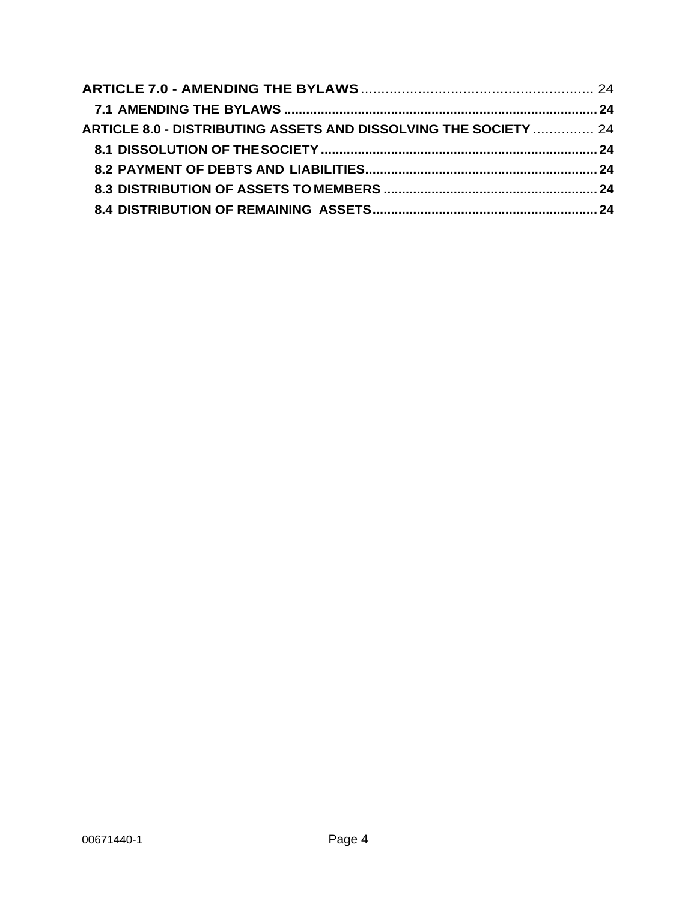**ARTICLE 7.0 - AMENDING THE BYLAWS** ........................................................ 24

**7.1 AMENDING THE BYLAWS** ........................................................................ **24**

**ARTICLE 8.0 - DISTRIBUTING ASSETS AND DISSOLVING THE SOCIETY** ............... 24

**8.1 DISSOLUTION OF THE SOCIETY** ............................................................. **24**

**8.2 PAYMENT OF DEBTS AND LIABILITIES** ....................................................... **24**

**8.3 DISTRIBUTION OF ASSETS TO MEMBERS** .................................................. **24**

**8.4 DISTRIBUTION OF REMAINING ASSETS** ..................................................... **24**

00671440-1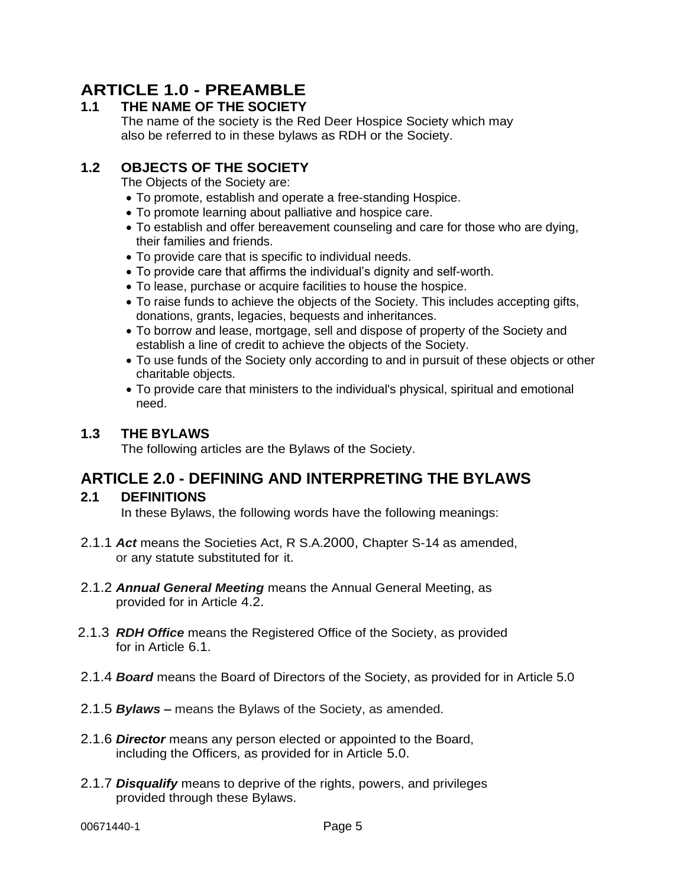# ARTICLE 1.0 - PREAMBLE

## 1.1 THE NAME OF THE SOCIETY

The name of the society is the Red Deer Hospice Society which may also be referred to in these bylaws as RDH or the Society.

## 1.2 OBJECTS OF THE SOCIETY

The Objects of the Society are:

- To promote, establish and operate a free-standing Hospice.
- To promote learning about palliative and hospice care.
- To establish and offer bereavement counseling and care for those who are dying, their families and friends.
- To provide care that is specific to individual needs.
- To provide care that affirms the individual's dignity and self-worth.
- To lease, purchase or acquire facilities to house the hospice.
- To raise funds to achieve the objects of the Society. This includes accepting gifts, donations, grants, legacies, bequests and inheritances.
- To borrow and lease, mortgage, sell and dispose of property of the Society and establish a line of credit to achieve the objects of the Society.
- To use funds of the Society only according to and in pursuit of these objects or other charitable objects.
- To provide care that ministers to the individual's physical, spiritual and emotional need.

## 1.3 THE BYLAWS

The following articles are the Bylaws of the Society.

# ARTICLE 2.0 - DEFINING AND INTERPRETING THE BYLAWS

## 2.1 DEFINITIONS

In these Bylaws, the following words have the following meanings:

2.1.1 ***Act*** means the Societies Act, R S.A.2000, Chapter S-14 as amended, or any statute substituted for it.

2.1.2 ***Annual General Meeting*** means the Annual General Meeting, as provided for in Article 4.2.

2.1.3 ***RDH Office*** means the Registered Office of the Society, as provided for in Article 6.1.

2.1.4 ***Board*** means the Board of Directors of the Society, as provided for in Article 5.0

2.1.5 ***Bylaws –*** means the Bylaws of the Society, as amended.

2.1.6 ***Director*** means any person elected or appointed to the Board, including the Officers, as provided for in Article 5.0.

2.1.7 ***Disqualify*** means to deprive of the rights, powers, and privileges provided through these Bylaws.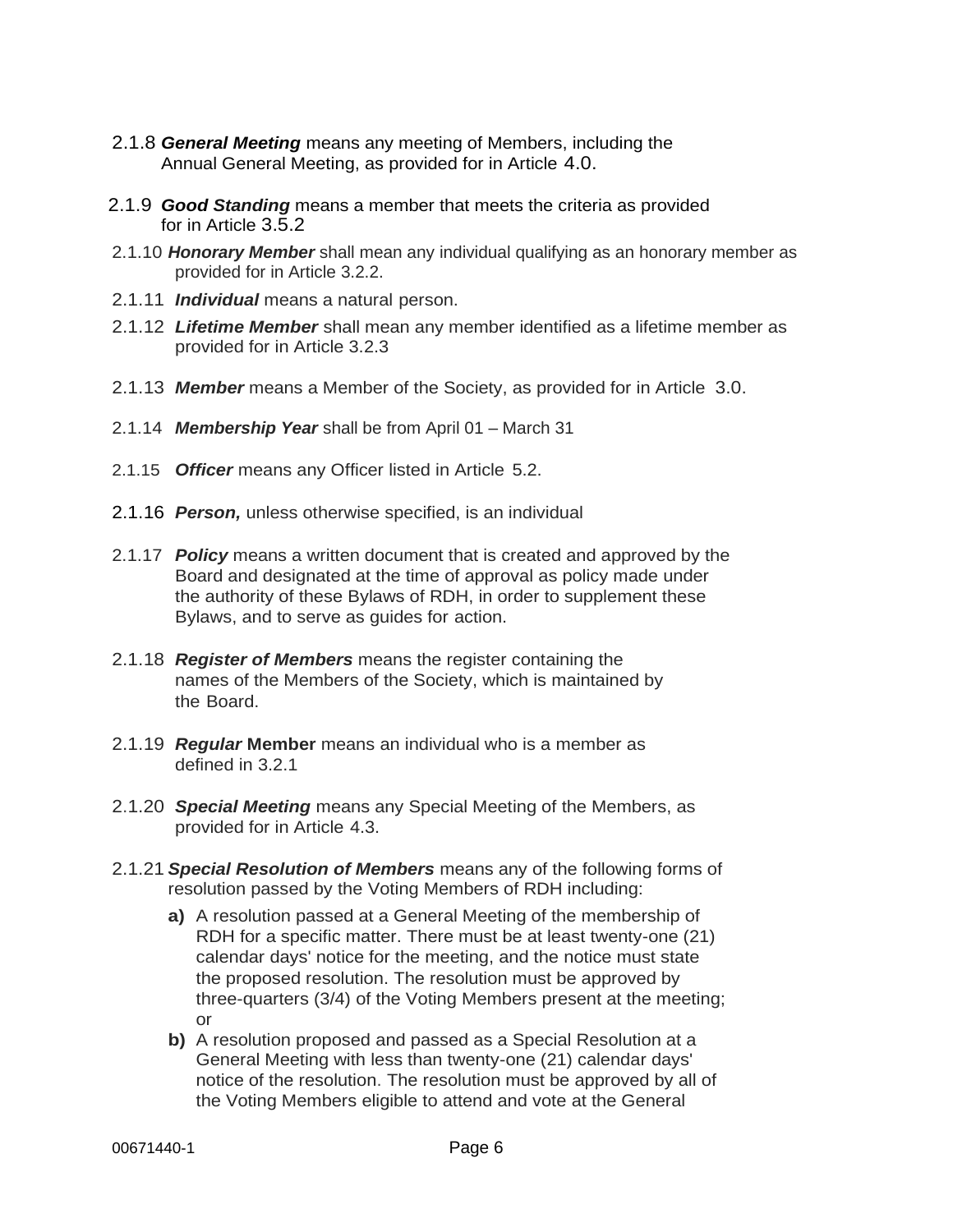2.1.8 ***General Meeting*** means any meeting of Members, including the Annual General Meeting, as provided for in Article 4.0.

2.1.9 ***Good Standing*** means a member that meets the criteria as provided for in Article 3.5.2

2.1.10 ***Honorary Member*** shall mean any individual qualifying as an honorary member as provided for in Article 3.2.2.

2.1.11 ***Individual*** means a natural person.

2.1.12 ***Lifetime Member*** shall mean any member identified as a lifetime member as provided for in Article 3.2.3

2.1.13 ***Member*** means a Member of the Society, as provided for in Article 3.0.

2.1.14 ***Membership Year*** shall be from April 01 – March 31

2.1.15 ***Officer*** means any Officer listed in Article 5.2.

2.1.16 ***Person,*** unless otherwise specified, is an individual

2.1.17 ***Policy*** means a written document that is created and approved by the Board and designated at the time of approval as policy made under the authority of these Bylaws of RDH, in order to supplement these Bylaws, and to serve as guides for action.

2.1.18 ***Register of Members*** means the register containing the names of the Members of the Society, which is maintained by the Board.

2.1.19 ***Regular* Member** means an individual who is a member as defined in 3.2.1

2.1.20 ***Special Meeting*** means any Special Meeting of the Members, as provided for in Article 4.3.

2.1.21 ***Special Resolution of Members*** means any of the following forms of resolution passed by the Voting Members of RDH including:

**a)** A resolution passed at a General Meeting of the membership of RDH for a specific matter. There must be at least twenty-one (21) calendar days' notice for the meeting, and the notice must state the proposed resolution. The resolution must be approved by three-quarters (3/4) of the Voting Members present at the meeting; or

**b)** A resolution proposed and passed as a Special Resolution at a General Meeting with less than twenty-one (21) calendar days' notice of the resolution. The resolution must be approved by all of the Voting Members eligible to attend and vote at the General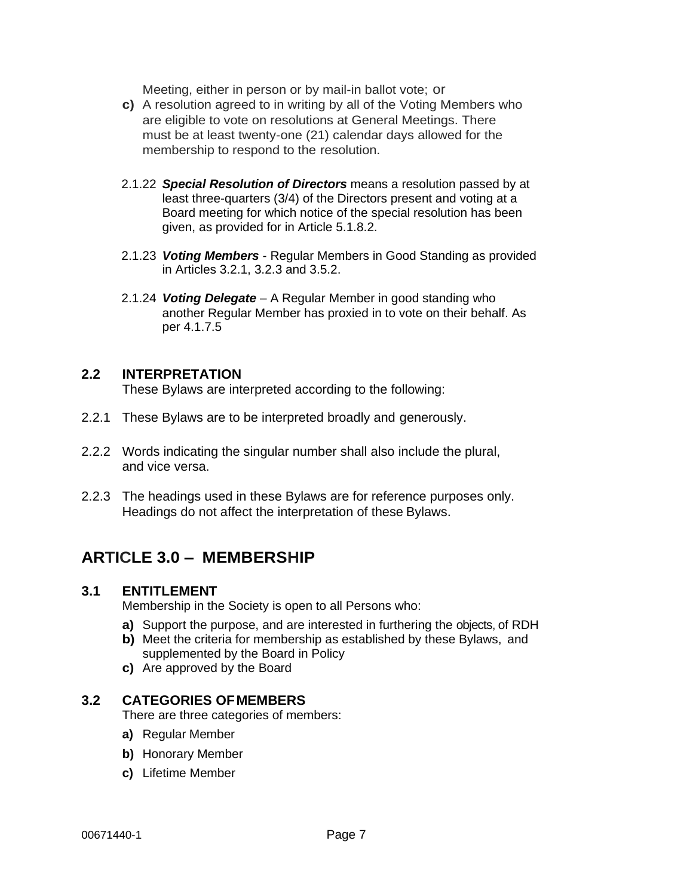Meeting, either in person or by mail-in ballot vote; or

**c)** A resolution agreed to in writing by all of the Voting Members who are eligible to vote on resolutions at General Meetings. There must be at least twenty-one (21) calendar days allowed for the membership to respond to the resolution.

2.1.22 ***Special Resolution of Directors*** means a resolution passed by at least three-quarters (3/4) of the Directors present and voting at a Board meeting for which notice of the special resolution has been given, as provided for in Article 5.1.8.2.

2.1.23 ***Voting Members*** - Regular Members in Good Standing as provided in Articles 3.2.1, 3.2.3 and 3.5.2.

2.1.24 ***Voting Delegate*** – A Regular Member in good standing who another Regular Member has proxied in to vote on their behalf. As per 4.1.7.5

### 2.2 INTERPRETATION

These Bylaws are interpreted according to the following:

2.2.1 These Bylaws are to be interpreted broadly and generously.

2.2.2 Words indicating the singular number shall also include the plural, and vice versa.

2.2.3 The headings used in these Bylaws are for reference purposes only. Headings do not affect the interpretation of these Bylaws.

## ARTICLE 3.0 – MEMBERSHIP

### 3.1 ENTITLEMENT

Membership in the Society is open to all Persons who:

**a)** Support the purpose, and are interested in furthering the objects, of RDH
**b)** Meet the criteria for membership as established by these Bylaws, and supplemented by the Board in Policy
**c)** Are approved by the Board

### 3.2 CATEGORIES OF MEMBERS

There are three categories of members:

**a)** Regular Member

**b)** Honorary Member

**c)** Lifetime Member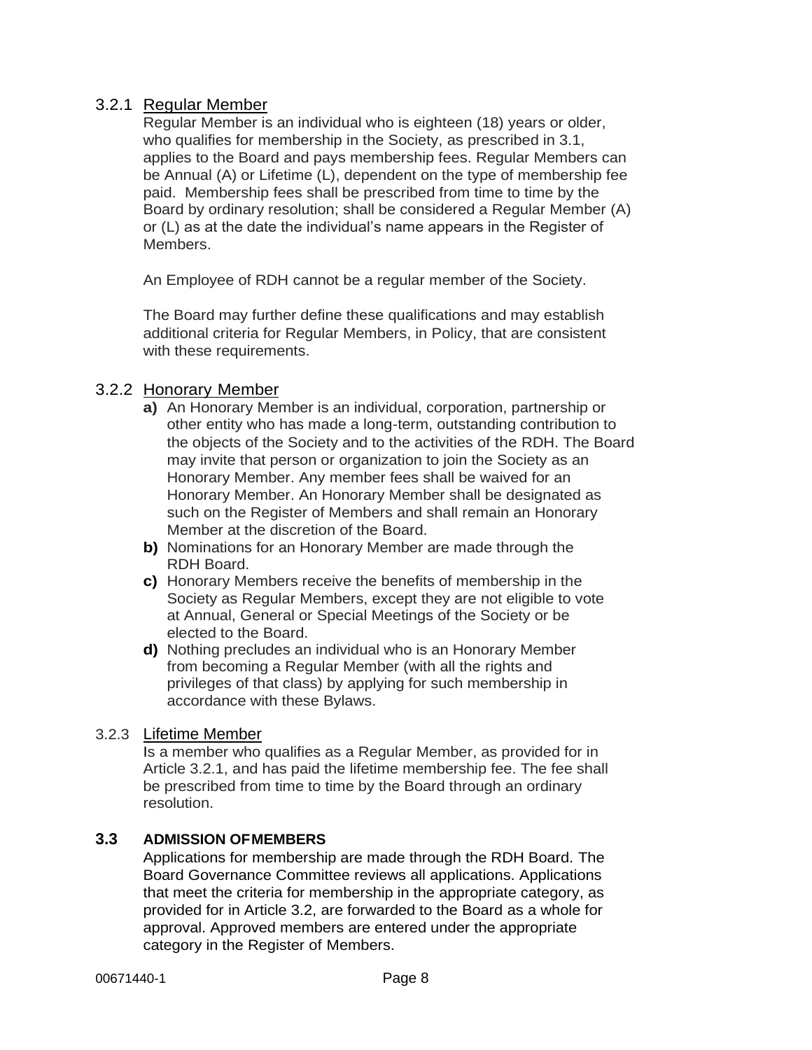#### 3.2.1 Regular Member

Regular Member is an individual who is eighteen (18) years or older, who qualifies for membership in the Society, as prescribed in 3.1, applies to the Board and pays membership fees. Regular Members can be Annual (A) or Lifetime (L), dependent on the type of membership fee paid. Membership fees shall be prescribed from time to time by the Board by ordinary resolution; shall be considered a Regular Member (A) or (L) as at the date the individual's name appears in the Register of Members.

An Employee of RDH cannot be a regular member of the Society.

The Board may further define these qualifications and may establish additional criteria for Regular Members, in Policy, that are consistent with these requirements.

#### 3.2.2 Honorary Member

**a)** An Honorary Member is an individual, corporation, partnership or other entity who has made a long-term, outstanding contribution to the objects of the Society and to the activities of the RDH. The Board may invite that person or organization to join the Society as an Honorary Member. Any member fees shall be waived for an Honorary Member. An Honorary Member shall be designated as such on the Register of Members and shall remain an Honorary Member at the discretion of the Board.

**b)** Nominations for an Honorary Member are made through the RDH Board.

**c)** Honorary Members receive the benefits of membership in the Society as Regular Members, except they are not eligible to vote at Annual, General or Special Meetings of the Society or be elected to the Board.

**d)** Nothing precludes an individual who is an Honorary Member from becoming a Regular Member (with all the rights and privileges of that class) by applying for such membership in accordance with these Bylaws.

#### 3.2.3 Lifetime Member

Is a member who qualifies as a Regular Member, as provided for in Article 3.2.1, and has paid the lifetime membership fee. The fee shall be prescribed from time to time by the Board through an ordinary resolution.

### 3.3 ADMISSION OF MEMBERS

Applications for membership are made through the RDH Board. The Board Governance Committee reviews all applications. Applications that meet the criteria for membership in the appropriate category, as provided for in Article 3.2, are forwarded to the Board as a whole for approval. Approved members are entered under the appropriate category in the Register of Members.

00671440-1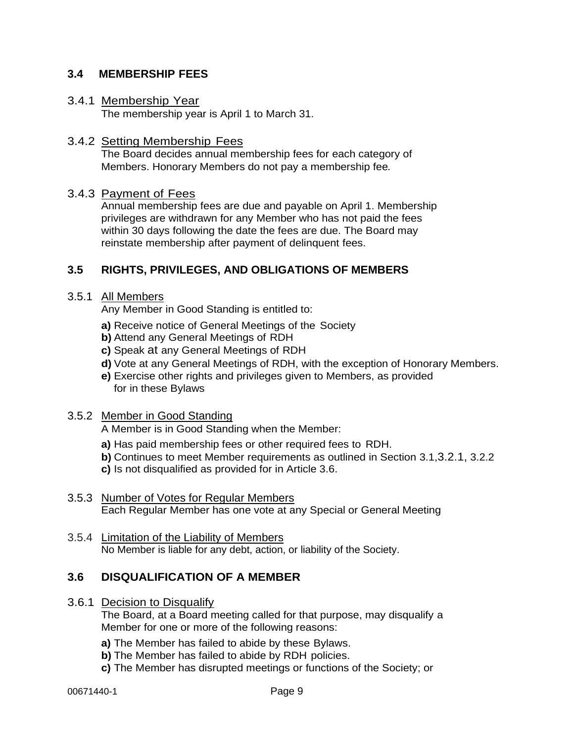### 3.4 MEMBERSHIP FEES

3.4.1 Membership Year

The membership year is April 1 to March 31.

3.4.2 Setting Membership Fees

The Board decides annual membership fees for each category of Members. Honorary Members do not pay a membership fee.

3.4.3 Payment of Fees

Annual membership fees are due and payable on April 1. Membership privileges are withdrawn for any Member who has not paid the fees within 30 days following the date the fees are due. The Board may reinstate membership after payment of delinquent fees.

### 3.5 RIGHTS, PRIVILEGES, AND OBLIGATIONS OF MEMBERS

3.5.1 All Members

Any Member in Good Standing is entitled to:

**a)** Receive notice of General Meetings of the Society
**b)** Attend any General Meetings of RDH
**c)** Speak at any General Meetings of RDH
**d)** Vote at any General Meetings of RDH, with the exception of Honorary Members.
**e)** Exercise other rights and privileges given to Members, as provided for in these Bylaws

3.5.2 Member in Good Standing

A Member is in Good Standing when the Member:

**a)** Has paid membership fees or other required fees to RDH.
**b)** Continues to meet Member requirements as outlined in Section 3.1,3.2.1, 3.2.2
**c)** Is not disqualified as provided for in Article 3.6.

3.5.3 Number of Votes for Regular Members

Each Regular Member has one vote at any Special or General Meeting

3.5.4 Limitation of the Liability of Members

No Member is liable for any debt, action, or liability of the Society.

### 3.6 DISQUALIFICATION OF A MEMBER

3.6.1 Decision to Disqualify

The Board, at a Board meeting called for that purpose, may disqualify a Member for one or more of the following reasons:

**a)** The Member has failed to abide by these Bylaws.
**b)** The Member has failed to abide by RDH policies.
**c)** The Member has disrupted meetings or functions of the Society; or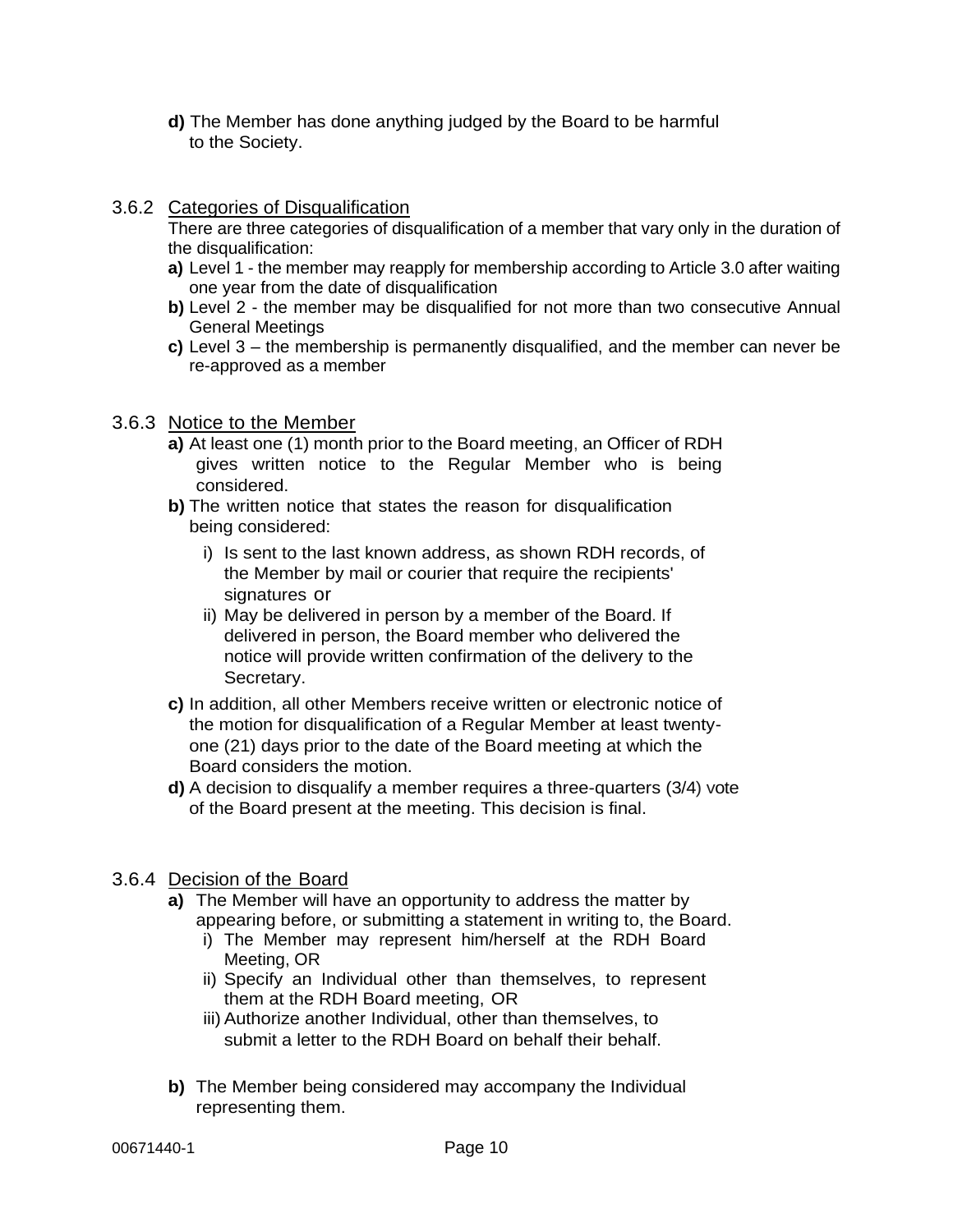**d)** The Member has done anything judged by the Board to be harmful to the Society.

### 3.6.2 Categories of Disqualification

There are three categories of disqualification of a member that vary only in the duration of the disqualification:

**a)** Level 1 - the member may reapply for membership according to Article 3.0 after waiting one year from the date of disqualification

**b)** Level 2 - the member may be disqualified for not more than two consecutive Annual General Meetings

**c)** Level 3 – the membership is permanently disqualified, and the member can never be re-approved as a member

### 3.6.3 Notice to the Member

**a)** At least one (1) month prior to the Board meeting, an Officer of RDH gives written notice to the Regular Member who is being considered.

**b)** The written notice that states the reason for disqualification being considered:

- i) Is sent to the last known address, as shown RDH records, of the Member by mail or courier that require the recipients' signatures or
- ii) May be delivered in person by a member of the Board. If delivered in person, the Board member who delivered the notice will provide written confirmation of the delivery to the Secretary.

**c)** In addition, all other Members receive written or electronic notice of the motion for disqualification of a Regular Member at least twenty-one (21) days prior to the date of the Board meeting at which the Board considers the motion.

**d)** A decision to disqualify a member requires a three-quarters (3/4) vote of the Board present at the meeting. This decision is final.

### 3.6.4 Decision of the Board

**a)** The Member will have an opportunity to address the matter by appearing before, or submitting a statement in writing to, the Board.

- i) The Member may represent him/herself at the RDH Board Meeting, OR
- ii) Specify an Individual other than themselves, to represent them at the RDH Board meeting, OR
- iii) Authorize another Individual, other than themselves, to submit a letter to the RDH Board on behalf their behalf.

**b)** The Member being considered may accompany the Individual representing them.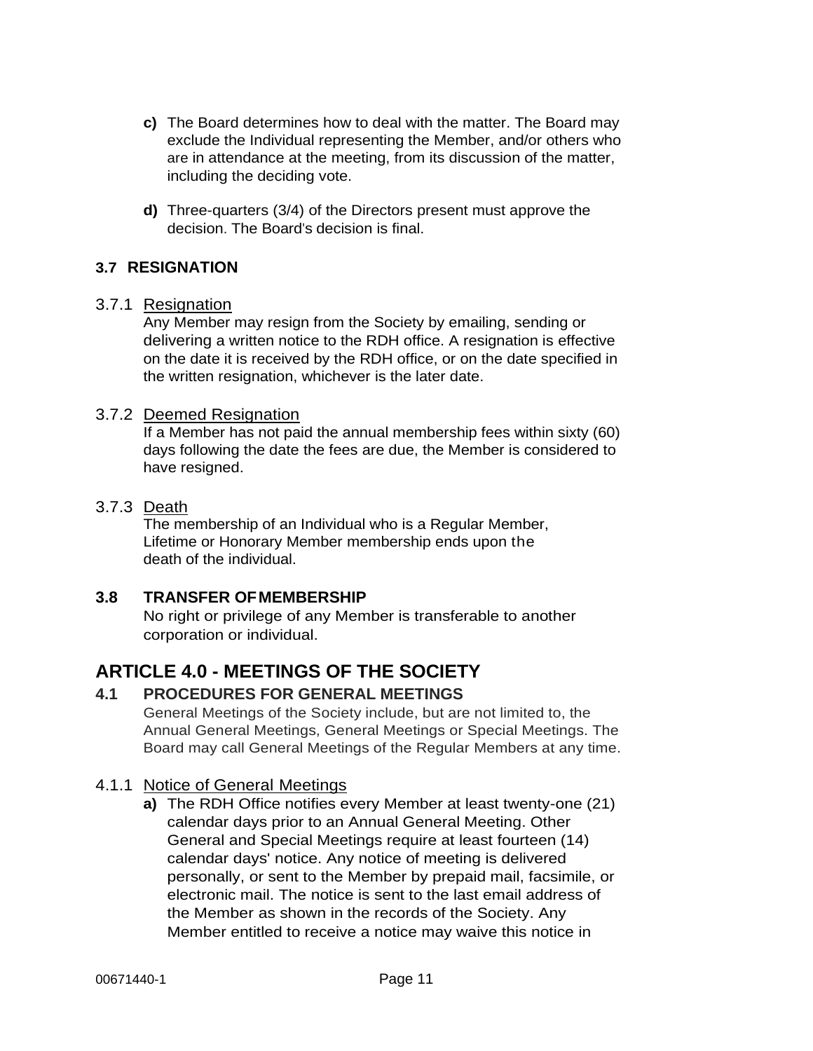**c)** The Board determines how to deal with the matter. The Board may exclude the Individual representing the Member, and/or others who are in attendance at the meeting, from its discussion of the matter, including the deciding vote.

**d)** Three-quarters (3/4) of the Directors present must approve the decision. The Board's decision is final.

### 3.7 RESIGNATION

3.7.1 Resignation

Any Member may resign from the Society by emailing, sending or delivering a written notice to the RDH office. A resignation is effective on the date it is received by the RDH office, or on the date specified in the written resignation, whichever is the later date.

3.7.2 Deemed Resignation

If a Member has not paid the annual membership fees within sixty (60) days following the date the fees are due, the Member is considered to have resigned.

3.7.3 Death

The membership of an Individual who is a Regular Member, Lifetime or Honorary Member membership ends upon the death of the individual.

### 3.8 TRANSFER OF MEMBERSHIP

No right or privilege of any Member is transferable to another corporation or individual.

## ARTICLE 4.0 - MEETINGS OF THE SOCIETY

### 4.1 PROCEDURES FOR GENERAL MEETINGS

General Meetings of the Society include, but are not limited to, the Annual General Meetings, General Meetings or Special Meetings. The Board may call General Meetings of the Regular Members at any time.

4.1.1 Notice of General Meetings

**a)** The RDH Office notifies every Member at least twenty-one (21) calendar days prior to an Annual General Meeting. Other General and Special Meetings require at least fourteen (14) calendar days' notice. Any notice of meeting is delivered personally, or sent to the Member by prepaid mail, facsimile, or electronic mail. The notice is sent to the last email address of the Member as shown in the records of the Society. Any Member entitled to receive a notice may waive this notice in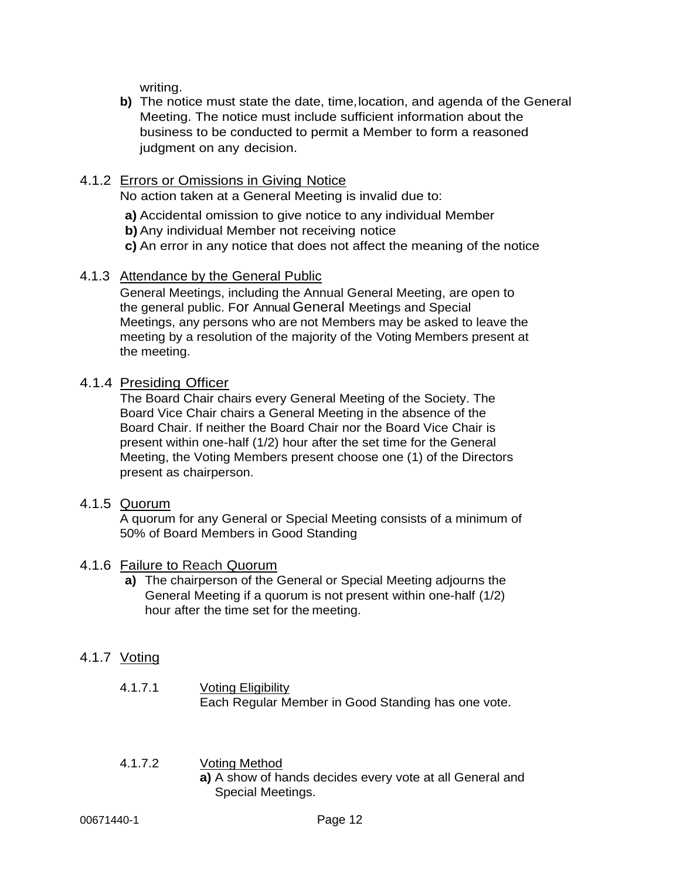writing.

**b)** The notice must state the date, time, location, and agenda of the General Meeting. The notice must include sufficient information about the business to be conducted to permit a Member to form a reasoned judgment on any decision.

### 4.1.2 Errors or Omissions in Giving Notice

No action taken at a General Meeting is invalid due to:

**a)** Accidental omission to give notice to any individual Member
**b)** Any individual Member not receiving notice
**c)** An error in any notice that does not affect the meaning of the notice

### 4.1.3 Attendance by the General Public

General Meetings, including the Annual General Meeting, are open to the general public. For Annual General Meetings and Special Meetings, any persons who are not Members may be asked to leave the meeting by a resolution of the majority of the Voting Members present at the meeting.

### 4.1.4 Presiding Officer

The Board Chair chairs every General Meeting of the Society. The Board Vice Chair chairs a General Meeting in the absence of the Board Chair. If neither the Board Chair nor the Board Vice Chair is present within one-half (1/2) hour after the set time for the General Meeting, the Voting Members present choose one (1) of the Directors present as chairperson.

### 4.1.5 Quorum

A quorum for any General or Special Meeting consists of a minimum of 50% of Board Members in Good Standing

### 4.1.6 Failure to Reach Quorum

**a)** The chairperson of the General or Special Meeting adjourns the General Meeting if a quorum is not present within one-half (1/2) hour after the time set for the meeting.

### 4.1.7 Voting

#### 4.1.7.1 Voting Eligibility

Each Regular Member in Good Standing has one vote.

#### 4.1.7.2 Voting Method

**a)** A show of hands decides every vote at all General and Special Meetings.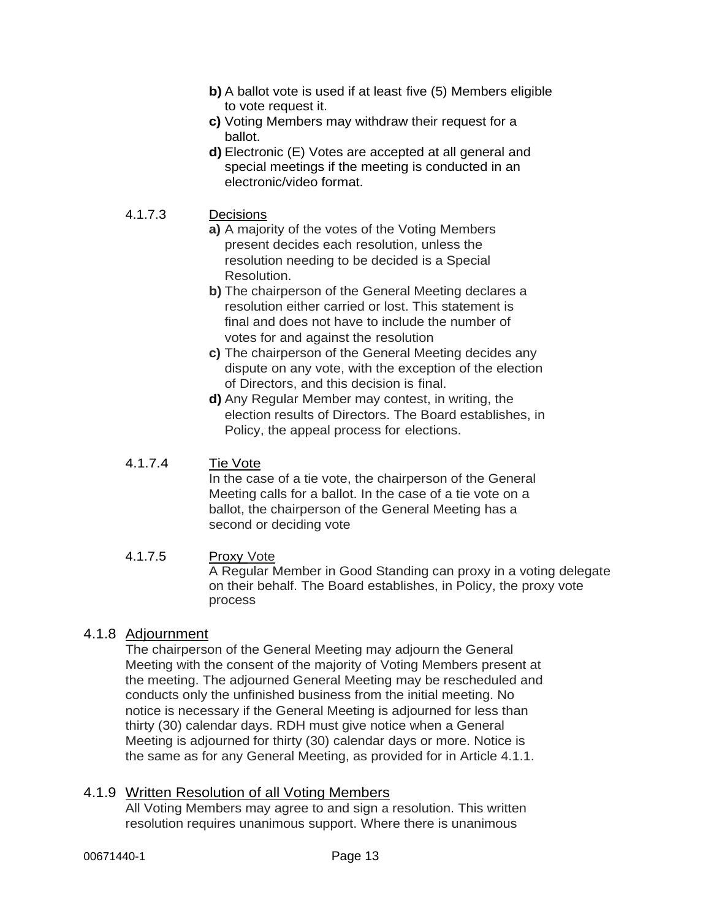**b)** A ballot vote is used if at least five (5) Members eligible to vote request it.

**c)** Voting Members may withdraw their request for a ballot.

**d)** Electronic (E) Votes are accepted at all general and special meetings if the meeting is conducted in an electronic/video format.

#### 4.1.7.3 Decisions

**a)** A majority of the votes of the Voting Members present decides each resolution, unless the resolution needing to be decided is a Special Resolution.

**b)** The chairperson of the General Meeting declares a resolution either carried or lost. This statement is final and does not have to include the number of votes for and against the resolution

**c)** The chairperson of the General Meeting decides any dispute on any vote, with the exception of the election of Directors, and this decision is final.

**d)** Any Regular Member may contest, in writing, the election results of Directors. The Board establishes, in Policy, the appeal process for elections.

#### 4.1.7.4 Tie Vote

In the case of a tie vote, the chairperson of the General Meeting calls for a ballot. In the case of a tie vote on a ballot, the chairperson of the General Meeting has a second or deciding vote

#### 4.1.7.5 Proxy Vote

A Regular Member in Good Standing can proxy in a voting delegate on their behalf. The Board establishes, in Policy, the proxy vote process

### 4.1.8 Adjournment

The chairperson of the General Meeting may adjourn the General Meeting with the consent of the majority of Voting Members present at the meeting. The adjourned General Meeting may be rescheduled and conducts only the unfinished business from the initial meeting. No notice is necessary if the General Meeting is adjourned for less than thirty (30) calendar days. RDH must give notice when a General Meeting is adjourned for thirty (30) calendar days or more. Notice is the same as for any General Meeting, as provided for in Article 4.1.1.

### 4.1.9 Written Resolution of all Voting Members

All Voting Members may agree to and sign a resolution. This written resolution requires unanimous support. Where there is unanimous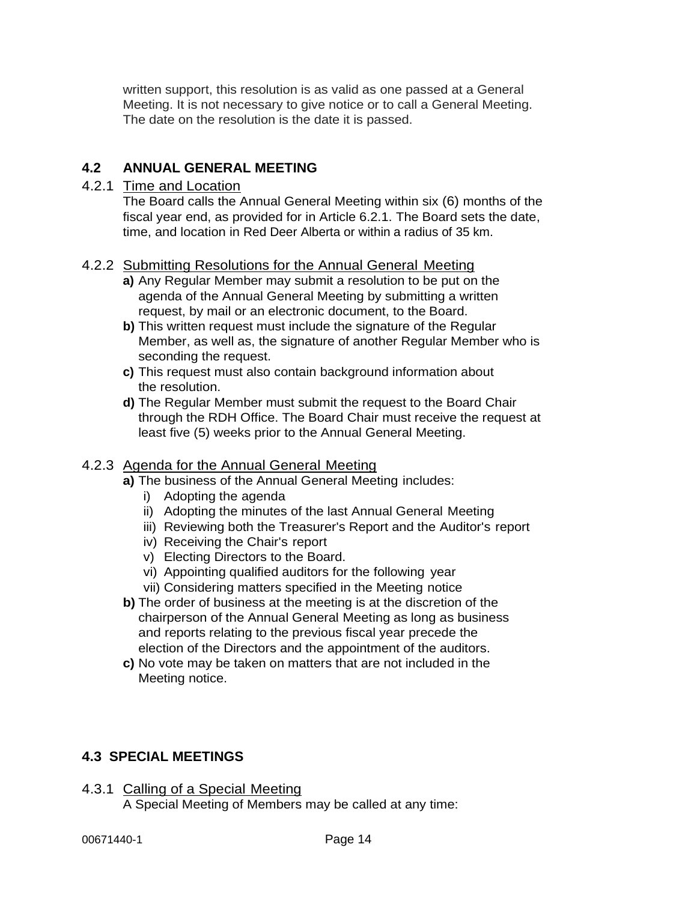written support, this resolution is as valid as one passed at a General Meeting. It is not necessary to give notice or to call a General Meeting. The date on the resolution is the date it is passed.

## 4.2 ANNUAL GENERAL MEETING

4.2.1 Time and Location

The Board calls the Annual General Meeting within six (6) months of the fiscal year end, as provided for in Article 6.2.1. The Board sets the date, time, and location in Red Deer Alberta or within a radius of 35 km.

4.2.2 Submitting Resolutions for the Annual General Meeting

**a)** Any Regular Member may submit a resolution to be put on the agenda of the Annual General Meeting by submitting a written request, by mail or an electronic document, to the Board.

**b)** This written request must include the signature of the Regular Member, as well as, the signature of another Regular Member who is seconding the request.

**c)** This request must also contain background information about the resolution.

**d)** The Regular Member must submit the request to the Board Chair through the RDH Office. The Board Chair must receive the request at least five (5) weeks prior to the Annual General Meeting.

4.2.3 Agenda for the Annual General Meeting

**a)** The business of the Annual General Meeting includes:

i) Adopting the agenda
ii) Adopting the minutes of the last Annual General Meeting
iii) Reviewing both the Treasurer's Report and the Auditor's report
iv) Receiving the Chair's report
v) Electing Directors to the Board.
vi) Appointing qualified auditors for the following year
vii) Considering matters specified in the Meeting notice

**b)** The order of business at the meeting is at the discretion of the chairperson of the Annual General Meeting as long as business and reports relating to the previous fiscal year precede the election of the Directors and the appointment of the auditors.

**c)** No vote may be taken on matters that are not included in the Meeting notice.

## 4.3 SPECIAL MEETINGS

4.3.1 Calling of a Special Meeting

A Special Meeting of Members may be called at any time: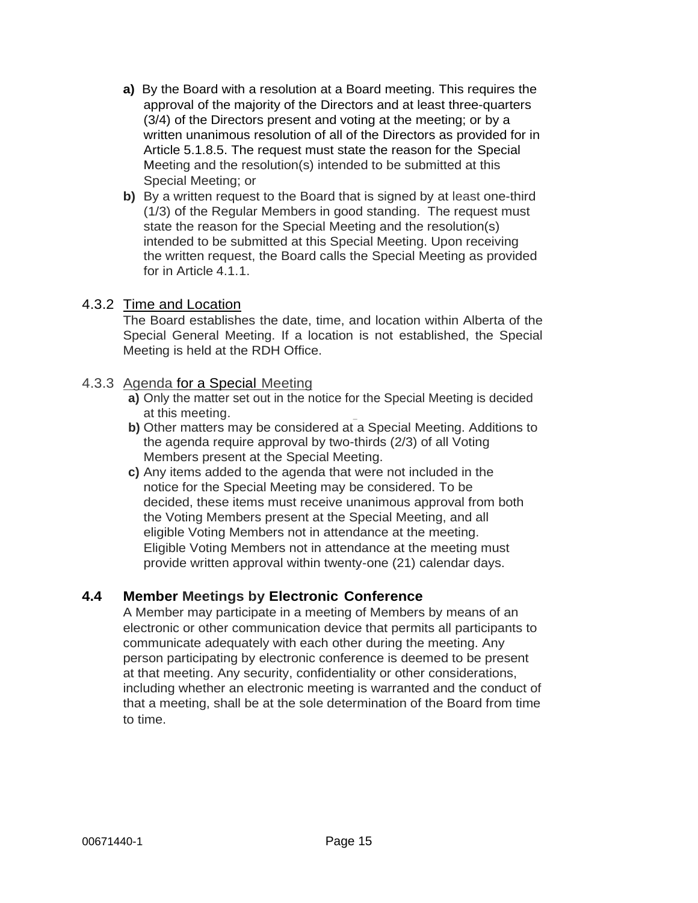**a)** By the Board with a resolution at a Board meeting. This requires the approval of the majority of the Directors and at least three-quarters (3/4) of the Directors present and voting at the meeting; or by a written unanimous resolution of all of the Directors as provided for in Article 5.1.8.5. The request must state the reason for the Special Meeting and the resolution(s) intended to be submitted at this Special Meeting; or

**b)** By a written request to the Board that is signed by at least one-third (1/3) of the Regular Members in good standing. The request must state the reason for the Special Meeting and the resolution(s) intended to be submitted at this Special Meeting. Upon receiving the written request, the Board calls the Special Meeting as provided for in Article 4.1.1.

4.3.2 Time and Location

The Board establishes the date, time, and location within Alberta of the Special General Meeting. If a location is not established, the Special Meeting is held at the RDH Office.

4.3.3 Agenda for a Special Meeting

**a)** Only the matter set out in the notice for the Special Meeting is decided at this meeting.

**b)** Other matters may be considered at a Special Meeting. Additions to the agenda require approval by two-thirds (2/3) of all Voting Members present at the Special Meeting.

**c)** Any items added to the agenda that were not included in the notice for the Special Meeting may be considered. To be decided, these items must receive unanimous approval from both the Voting Members present at the Special Meeting, and all eligible Voting Members not in attendance at the meeting. Eligible Voting Members not in attendance at the meeting must provide written approval within twenty-one (21) calendar days.

## 4.4 Member Meetings by Electronic Conference

A Member may participate in a meeting of Members by means of an electronic or other communication device that permits all participants to communicate adequately with each other during the meeting. Any person participating by electronic conference is deemed to be present at that meeting. Any security, confidentiality or other considerations, including whether an electronic meeting is warranted and the conduct of that a meeting, shall be at the sole determination of the Board from time to time.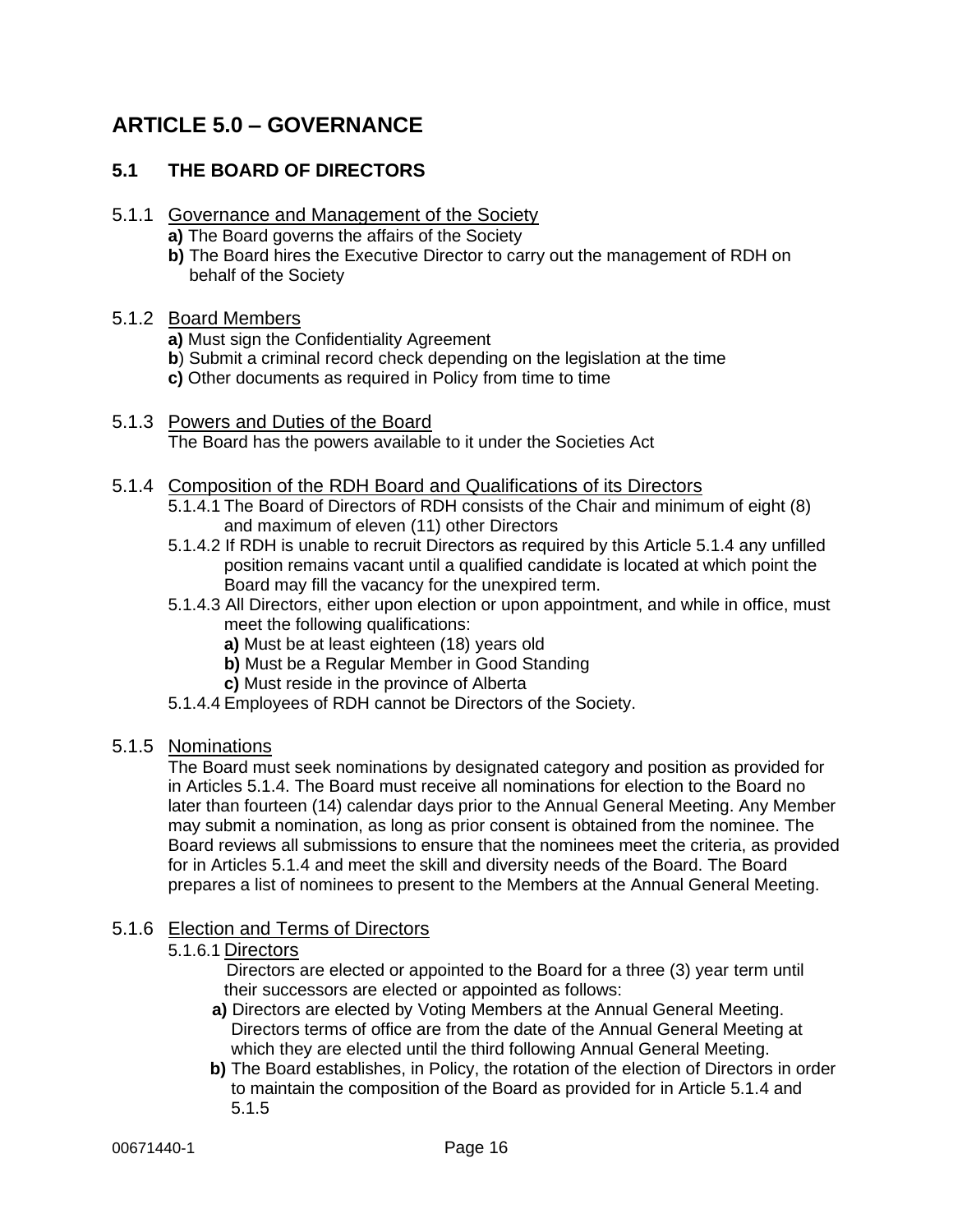# ARTICLE 5.0 – GOVERNANCE

## 5.1 THE BOARD OF DIRECTORS

### 5.1.1 Governance and Management of the Society

**a)** The Board governs the affairs of the Society

**b)** The Board hires the Executive Director to carry out the management of RDH on behalf of the Society

### 5.1.2 Board Members

**a)** Must sign the Confidentiality Agreement

**b**) Submit a criminal record check depending on the legislation at the time

**c)** Other documents as required in Policy from time to time

### 5.1.3 Powers and Duties of the Board

The Board has the powers available to it under the Societies Act

### 5.1.4 Composition of the RDH Board and Qualifications of its Directors

5.1.4.1 The Board of Directors of RDH consists of the Chair and minimum of eight (8) and maximum of eleven (11) other Directors

5.1.4.2 If RDH is unable to recruit Directors as required by this Article 5.1.4 any unfilled position remains vacant until a qualified candidate is located at which point the Board may fill the vacancy for the unexpired term.

5.1.4.3 All Directors, either upon election or upon appointment, and while in office, must meet the following qualifications:

**a)** Must be at least eighteen (18) years old

**b)** Must be a Regular Member in Good Standing

**c)** Must reside in the province of Alberta

5.1.4.4 Employees of RDH cannot be Directors of the Society.

### 5.1.5 Nominations

The Board must seek nominations by designated category and position as provided for in Articles 5.1.4. The Board must receive all nominations for election to the Board no later than fourteen (14) calendar days prior to the Annual General Meeting. Any Member may submit a nomination, as long as prior consent is obtained from the nominee. The Board reviews all submissions to ensure that the nominees meet the criteria, as provided for in Articles 5.1.4 and meet the skill and diversity needs of the Board. The Board prepares a list of nominees to present to the Members at the Annual General Meeting.

### 5.1.6 Election and Terms of Directors

5.1.6.1 Directors

Directors are elected or appointed to the Board for a three (3) year term until their successors are elected or appointed as follows:

**a)** Directors are elected by Voting Members at the Annual General Meeting. Directors terms of office are from the date of the Annual General Meeting at which they are elected until the third following Annual General Meeting.

**b)** The Board establishes, in Policy, the rotation of the election of Directors in order to maintain the composition of the Board as provided for in Article 5.1.4 and 5.1.5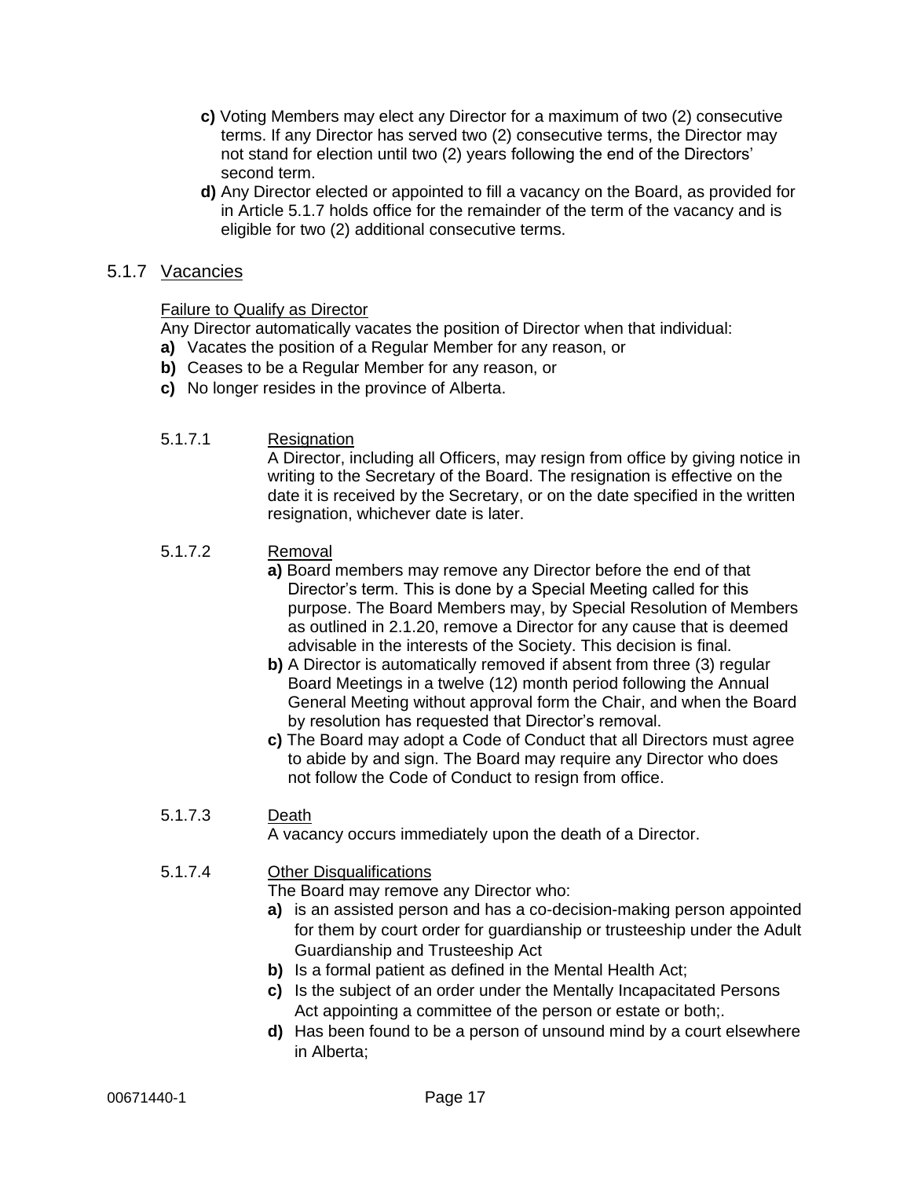**c)** Voting Members may elect any Director for a maximum of two (2) consecutive terms. If any Director has served two (2) consecutive terms, the Director may not stand for election until two (2) years following the end of the Directors' second term.

**d)** Any Director elected or appointed to fill a vacancy on the Board, as provided for in Article 5.1.7 holds office for the remainder of the term of the vacancy and is eligible for two (2) additional consecutive terms.

### 5.1.7 Vacancies

Failure to Qualify as Director

Any Director automatically vacates the position of Director when that individual:

**a)** Vacates the position of a Regular Member for any reason, or

**b)** Ceases to be a Regular Member for any reason, or

**c)** No longer resides in the province of Alberta.

#### 5.1.7.1 Resignation

A Director, including all Officers, may resign from office by giving notice in writing to the Secretary of the Board. The resignation is effective on the date it is received by the Secretary, or on the date specified in the written resignation, whichever date is later.

#### 5.1.7.2 Removal

**a)** Board members may remove any Director before the end of that Director's term. This is done by a Special Meeting called for this purpose. The Board Members may, by Special Resolution of Members as outlined in 2.1.20, remove a Director for any cause that is deemed advisable in the interests of the Society. This decision is final.

**b)** A Director is automatically removed if absent from three (3) regular Board Meetings in a twelve (12) month period following the Annual General Meeting without approval form the Chair, and when the Board by resolution has requested that Director's removal.

**c)** The Board may adopt a Code of Conduct that all Directors must agree to abide by and sign. The Board may require any Director who does not follow the Code of Conduct to resign from office.

#### 5.1.7.3 Death

A vacancy occurs immediately upon the death of a Director.

#### 5.1.7.4 Other Disqualifications

The Board may remove any Director who:

**a)** is an assisted person and has a co-decision-making person appointed for them by court order for guardianship or trusteeship under the Adult Guardianship and Trusteeship Act

**b)** Is a formal patient as defined in the Mental Health Act;

**c)** Is the subject of an order under the Mentally Incapacitated Persons Act appointing a committee of the person or estate or both;.

**d)** Has been found to be a person of unsound mind by a court elsewhere in Alberta;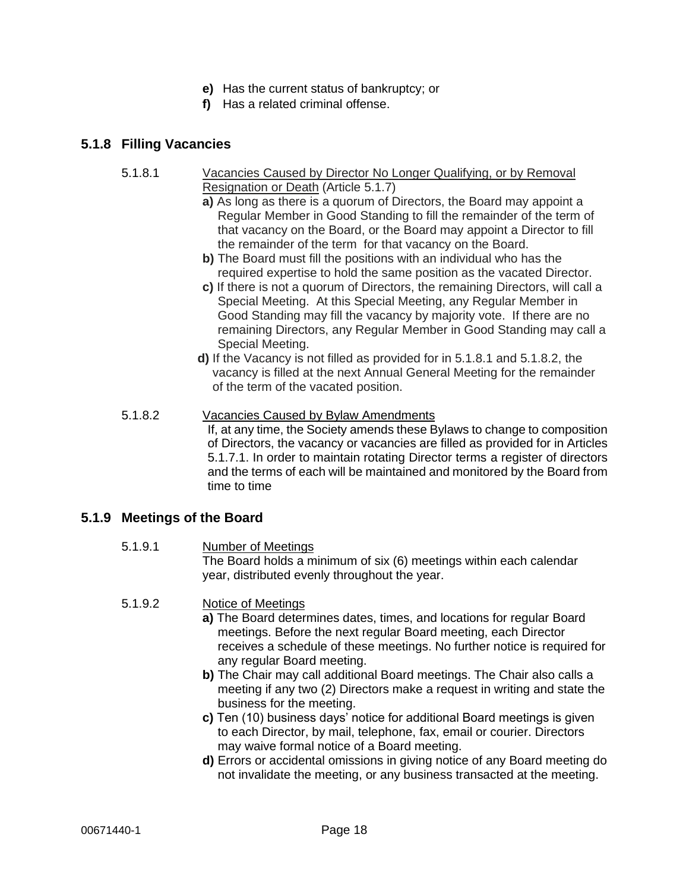- **e)** Has the current status of bankruptcy; or
- **f)** Has a related criminal offense.

## 5.1.8 Filling Vacancies

5.1.8.1 Vacancies Caused by Director No Longer Qualifying, or by Removal Resignation or Death (Article 5.1.7)

**a)** As long as there is a quorum of Directors, the Board may appoint a Regular Member in Good Standing to fill the remainder of the term of that vacancy on the Board, or the Board may appoint a Director to fill the remainder of the term for that vacancy on the Board.

**b)** The Board must fill the positions with an individual who has the required expertise to hold the same position as the vacated Director.

**c)** If there is not a quorum of Directors, the remaining Directors, will call a Special Meeting. At this Special Meeting, any Regular Member in Good Standing may fill the vacancy by majority vote. If there are no remaining Directors, any Regular Member in Good Standing may call a Special Meeting.

**d)** If the Vacancy is not filled as provided for in 5.1.8.1 and 5.1.8.2, the vacancy is filled at the next Annual General Meeting for the remainder of the term of the vacated position.

5.1.8.2 Vacancies Caused by Bylaw Amendments

If, at any time, the Society amends these Bylaws to change to composition of Directors, the vacancy or vacancies are filled as provided for in Articles 5.1.7.1. In order to maintain rotating Director terms a register of directors and the terms of each will be maintained and monitored by the Board from time to time

## 5.1.9 Meetings of the Board

5.1.9.1 Number of Meetings

The Board holds a minimum of six (6) meetings within each calendar year, distributed evenly throughout the year.

5.1.9.2 Notice of Meetings

**a)** The Board determines dates, times, and locations for regular Board meetings. Before the next regular Board meeting, each Director receives a schedule of these meetings. No further notice is required for any regular Board meeting.

**b)** The Chair may call additional Board meetings. The Chair also calls a meeting if any two (2) Directors make a request in writing and state the business for the meeting.

**c)** Ten (10) business days' notice for additional Board meetings is given to each Director, by mail, telephone, fax, email or courier. Directors may waive formal notice of a Board meeting.

**d)** Errors or accidental omissions in giving notice of any Board meeting do not invalidate the meeting, or any business transacted at the meeting.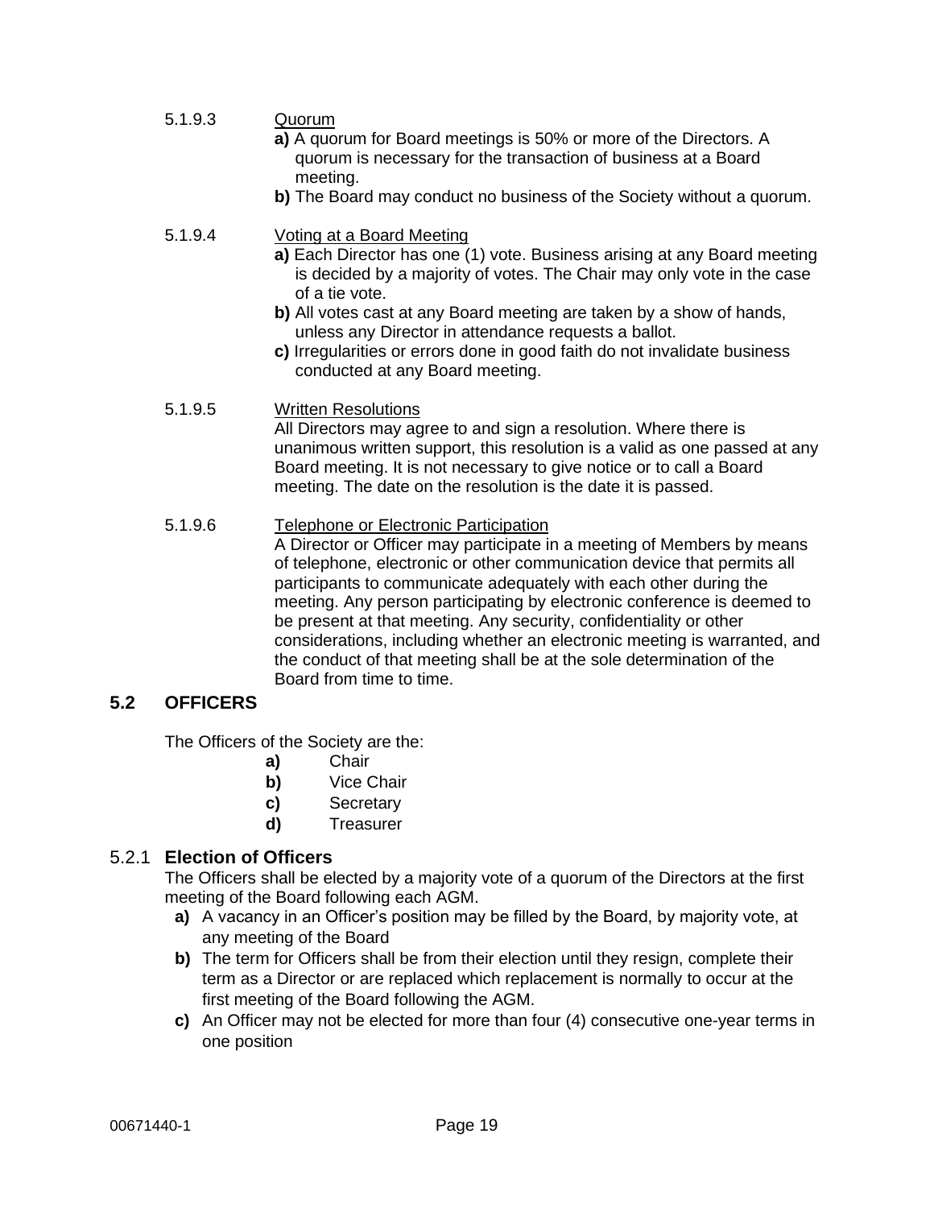5.1.9.3 Quorum

**a)** A quorum for Board meetings is 50% or more of the Directors. A quorum is necessary for the transaction of business at a Board meeting.

**b)** The Board may conduct no business of the Society without a quorum.

5.1.9.4 Voting at a Board Meeting

**a)** Each Director has one (1) vote. Business arising at any Board meeting is decided by a majority of votes. The Chair may only vote in the case of a tie vote.

**b)** All votes cast at any Board meeting are taken by a show of hands, unless any Director in attendance requests a ballot.

**c)** Irregularities or errors done in good faith do not invalidate business conducted at any Board meeting.

5.1.9.5 Written Resolutions

All Directors may agree to and sign a resolution. Where there is unanimous written support, this resolution is a valid as one passed at any Board meeting. It is not necessary to give notice or to call a Board meeting. The date on the resolution is the date it is passed.

5.1.9.6 Telephone or Electronic Participation

A Director or Officer may participate in a meeting of Members by means of telephone, electronic or other communication device that permits all participants to communicate adequately with each other during the meeting. Any person participating by electronic conference is deemed to be present at that meeting. Any security, confidentiality or other considerations, including whether an electronic meeting is warranted, and the conduct of that meeting shall be at the sole determination of the Board from time to time.

## 5.2 OFFICERS

The Officers of the Society are the:

**a)** Chair
**b)** Vice Chair
**c)** Secretary
**d)** Treasurer

### 5.2.1 Election of Officers

The Officers shall be elected by a majority vote of a quorum of the Directors at the first meeting of the Board following each AGM.

**a)** A vacancy in an Officer's position may be filled by the Board, by majority vote, at any meeting of the Board

**b)** The term for Officers shall be from their election until they resign, complete their term as a Director or are replaced which replacement is normally to occur at the first meeting of the Board following the AGM.

**c)** An Officer may not be elected for more than four (4) consecutive one-year terms in one position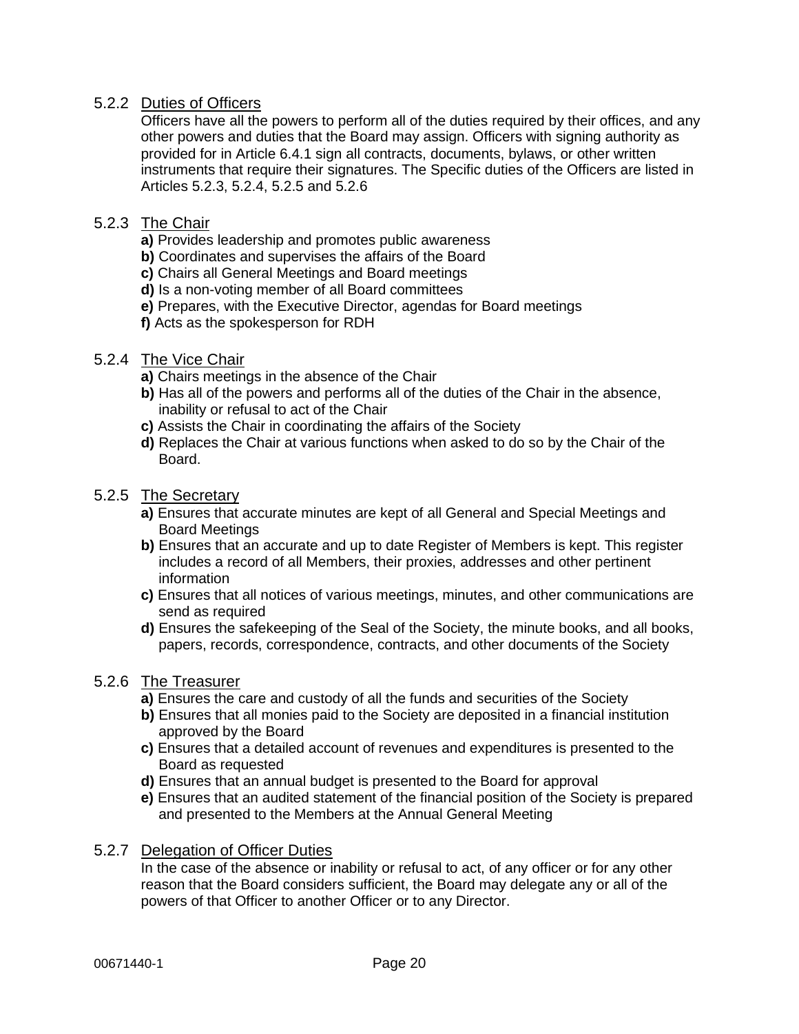#### 5.2.2 Duties of Officers

Officers have all the powers to perform all of the duties required by their offices, and any other powers and duties that the Board may assign. Officers with signing authority as provided for in Article 6.4.1 sign all contracts, documents, bylaws, or other written instruments that require their signatures. The Specific duties of the Officers are listed in Articles 5.2.3, 5.2.4, 5.2.5 and 5.2.6

#### 5.2.3 The Chair

**a)** Provides leadership and promotes public awareness
**b)** Coordinates and supervises the affairs of the Board
**c)** Chairs all General Meetings and Board meetings
**d)** Is a non-voting member of all Board committees
**e)** Prepares, with the Executive Director, agendas for Board meetings
**f)** Acts as the spokesperson for RDH

#### 5.2.4 The Vice Chair

**a)** Chairs meetings in the absence of the Chair
**b)** Has all of the powers and performs all of the duties of the Chair in the absence, inability or refusal to act of the Chair
**c)** Assists the Chair in coordinating the affairs of the Society
**d)** Replaces the Chair at various functions when asked to do so by the Chair of the Board.

#### 5.2.5 The Secretary

**a)** Ensures that accurate minutes are kept of all General and Special Meetings and Board Meetings
**b)** Ensures that an accurate and up to date Register of Members is kept. This register includes a record of all Members, their proxies, addresses and other pertinent information
**c)** Ensures that all notices of various meetings, minutes, and other communications are send as required
**d)** Ensures the safekeeping of the Seal of the Society, the minute books, and all books, papers, records, correspondence, contracts, and other documents of the Society

#### 5.2.6 The Treasurer

**a)** Ensures the care and custody of all the funds and securities of the Society
**b)** Ensures that all monies paid to the Society are deposited in a financial institution approved by the Board
**c)** Ensures that a detailed account of revenues and expenditures is presented to the Board as requested
**d)** Ensures that an annual budget is presented to the Board for approval
**e)** Ensures that an audited statement of the financial position of the Society is prepared and presented to the Members at the Annual General Meeting

#### 5.2.7 Delegation of Officer Duties

In the case of the absence or inability or refusal to act, of any officer or for any other reason that the Board considers sufficient, the Board may delegate any or all of the powers of that Officer to another Officer or to any Director.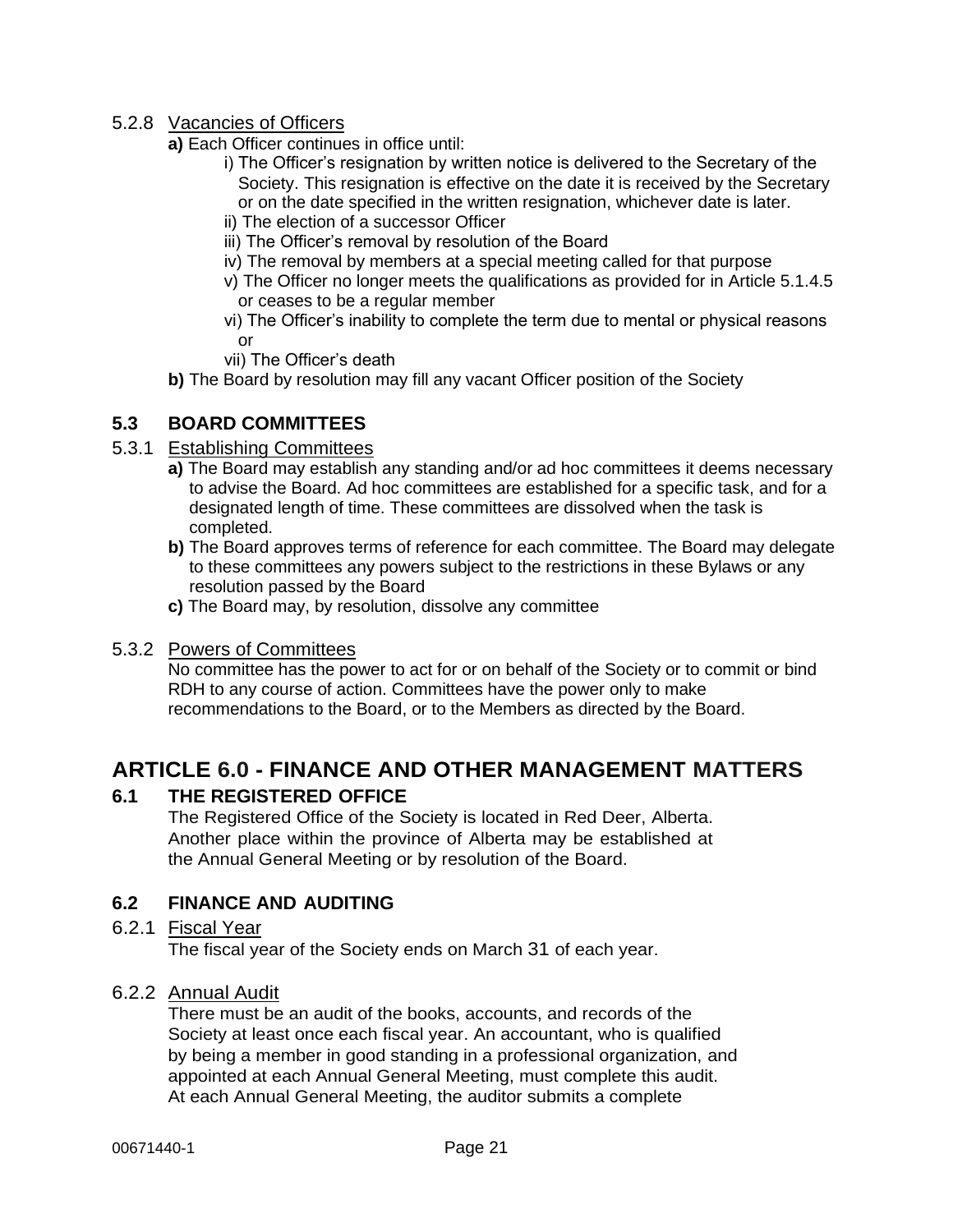### 5.2.8 Vacancies of Officers

**a)** Each Officer continues in office until:

i) The Officer's resignation by written notice is delivered to the Secretary of the Society. This resignation is effective on the date it is received by the Secretary or on the date specified in the written resignation, whichever date is later.
ii) The election of a successor Officer
iii) The Officer's removal by resolution of the Board
iv) The removal by members at a special meeting called for that purpose
v) The Officer no longer meets the qualifications as provided for in Article 5.1.4.5 or ceases to be a regular member
vi) The Officer's inability to complete the term due to mental or physical reasons or
vii) The Officer's death

**b)** The Board by resolution may fill any vacant Officer position of the Society

## 5.3 BOARD COMMITTEES

### 5.3.1 Establishing Committees

**a)** The Board may establish any standing and/or ad hoc committees it deems necessary to advise the Board. Ad hoc committees are established for a specific task, and for a designated length of time. These committees are dissolved when the task is completed.

**b)** The Board approves terms of reference for each committee. The Board may delegate to these committees any powers subject to the restrictions in these Bylaws or any resolution passed by the Board

**c)** The Board may, by resolution, dissolve any committee

### 5.3.2 Powers of Committees

No committee has the power to act for or on behalf of the Society or to commit or bind RDH to any course of action. Committees have the power only to make recommendations to the Board, or to the Members as directed by the Board.

# ARTICLE 6.0 - FINANCE AND OTHER MANAGEMENT MATTERS

## 6.1 THE REGISTERED OFFICE

The Registered Office of the Society is located in Red Deer, Alberta. Another place within the province of Alberta may be established at the Annual General Meeting or by resolution of the Board.

## 6.2 FINANCE AND AUDITING

### 6.2.1 Fiscal Year

The fiscal year of the Society ends on March 31 of each year.

### 6.2.2 Annual Audit

There must be an audit of the books, accounts, and records of the Society at least once each fiscal year. An accountant, who is qualified by being a member in good standing in a professional organization, and appointed at each Annual General Meeting, must complete this audit. At each Annual General Meeting, the auditor submits a complete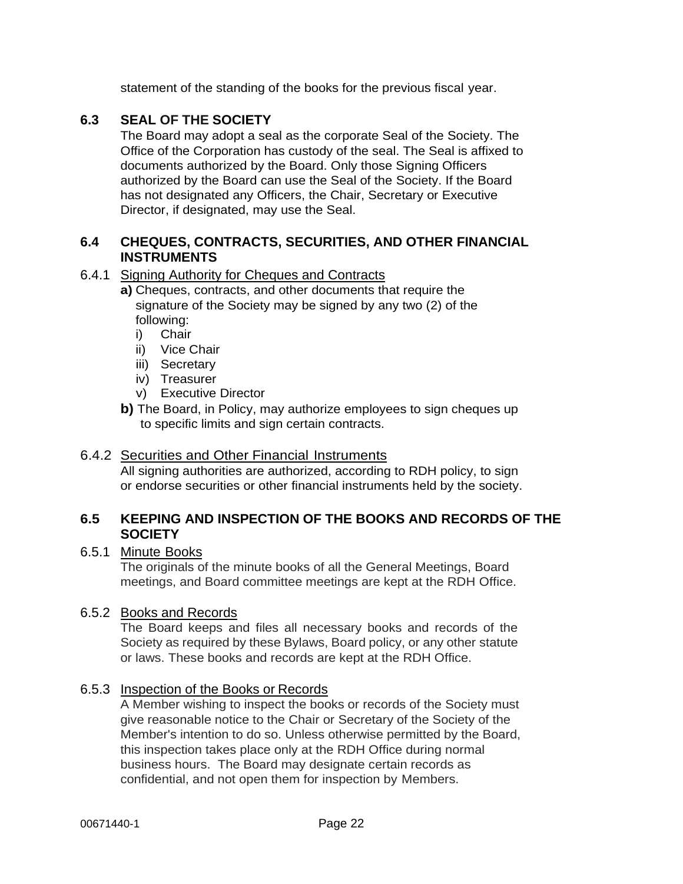statement of the standing of the books for the previous fiscal year.

## 6.3 SEAL OF THE SOCIETY

The Board may adopt a seal as the corporate Seal of the Society. The Office of the Corporation has custody of the seal. The Seal is affixed to documents authorized by the Board. Only those Signing Officers authorized by the Board can use the Seal of the Society. If the Board has not designated any Officers, the Chair, Secretary or Executive Director, if designated, may use the Seal.

## 6.4 CHEQUES, CONTRACTS, SECURITIES, AND OTHER FINANCIAL INSTRUMENTS

### 6.4.1 Signing Authority for Cheques and Contracts

**a)** Cheques, contracts, and other documents that require the signature of the Society may be signed by any two (2) of the following:

i) Chair
ii) Vice Chair
iii) Secretary
iv) Treasurer
v) Executive Director

**b)** The Board, in Policy, may authorize employees to sign cheques up to specific limits and sign certain contracts.

### 6.4.2 Securities and Other Financial Instruments

All signing authorities are authorized, according to RDH policy, to sign or endorse securities or other financial instruments held by the society.

## 6.5 KEEPING AND INSPECTION OF THE BOOKS AND RECORDS OF THE SOCIETY

### 6.5.1 Minute Books

The originals of the minute books of all the General Meetings, Board meetings, and Board committee meetings are kept at the RDH Office.

### 6.5.2 Books and Records

The Board keeps and files all necessary books and records of the Society as required by these Bylaws, Board policy, or any other statute or laws. These books and records are kept at the RDH Office.

### 6.5.3 Inspection of the Books or Records

A Member wishing to inspect the books or records of the Society must give reasonable notice to the Chair or Secretary of the Society of the Member's intention to do so. Unless otherwise permitted by the Board, this inspection takes place only at the RDH Office during normal business hours. The Board may designate certain records as confidential, and not open them for inspection by Members.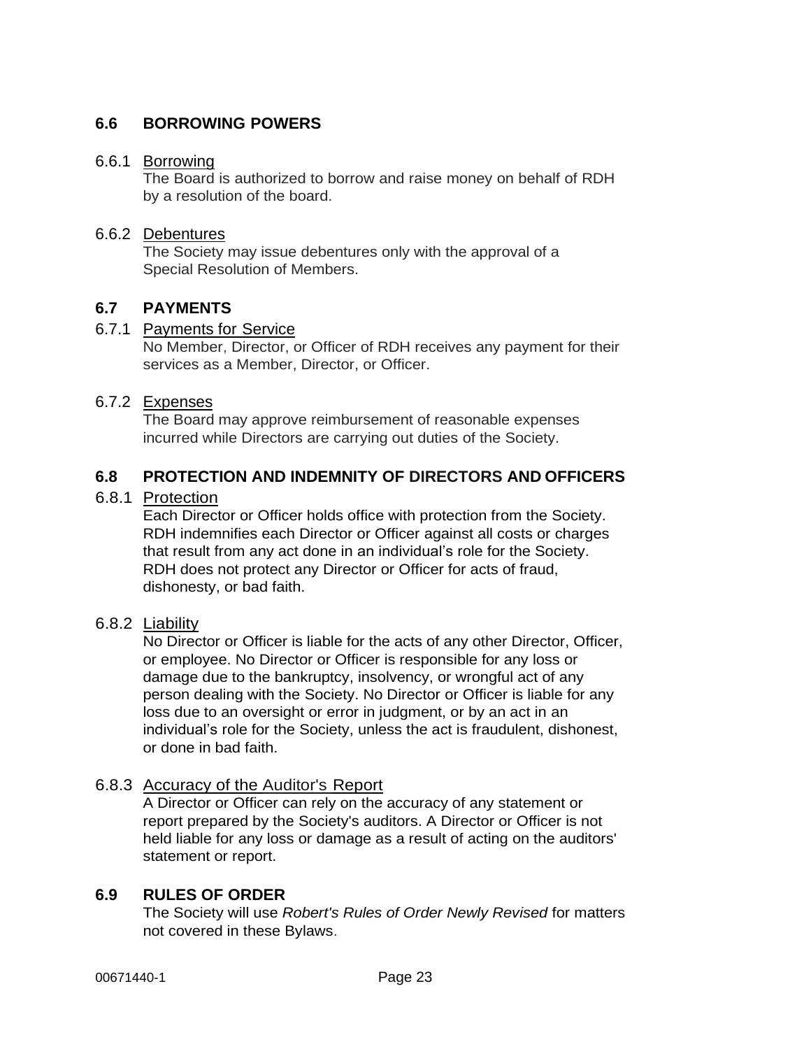## 6.6 BORROWING POWERS

6.6.1 Borrowing

The Board is authorized to borrow and raise money on behalf of RDH by a resolution of the board.

6.6.2 Debentures

The Society may issue debentures only with the approval of a Special Resolution of Members.

## 6.7 PAYMENTS

6.7.1 Payments for Service

No Member, Director, or Officer of RDH receives any payment for their services as a Member, Director, or Officer.

6.7.2 Expenses

The Board may approve reimbursement of reasonable expenses incurred while Directors are carrying out duties of the Society.

## 6.8 PROTECTION AND INDEMNITY OF DIRECTORS AND OFFICERS

6.8.1 Protection

Each Director or Officer holds office with protection from the Society. RDH indemnifies each Director or Officer against all costs or charges that result from any act done in an individual's role for the Society. RDH does not protect any Director or Officer for acts of fraud, dishonesty, or bad faith.

6.8.2 Liability

No Director or Officer is liable for the acts of any other Director, Officer, or employee. No Director or Officer is responsible for any loss or damage due to the bankruptcy, insolvency, or wrongful act of any person dealing with the Society. No Director or Officer is liable for any loss due to an oversight or error in judgment, or by an act in an individual's role for the Society, unless the act is fraudulent, dishonest, or done in bad faith.

6.8.3 Accuracy of the Auditor's Report

A Director or Officer can rely on the accuracy of any statement or report prepared by the Society's auditors. A Director or Officer is not held liable for any loss or damage as a result of acting on the auditors' statement or report.

## 6.9 RULES OF ORDER

The Society will use *Robert's Rules of Order Newly Revised* for matters not covered in these Bylaws.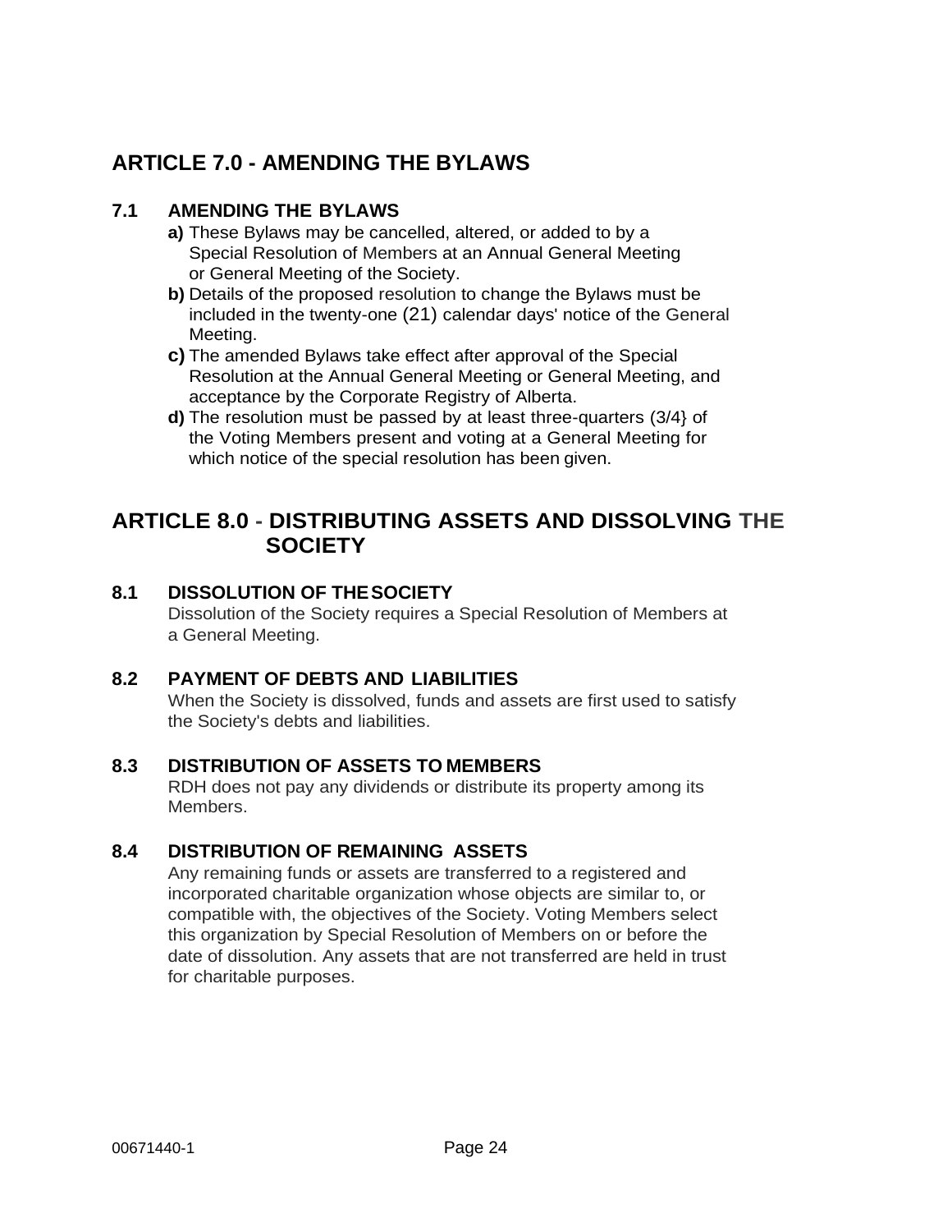## ARTICLE 7.0 - AMENDING THE BYLAWS

### 7.1 AMENDING THE BYLAWS

**a)** These Bylaws may be cancelled, altered, or added to by a Special Resolution of Members at an Annual General Meeting or General Meeting of the Society.

**b)** Details of the proposed resolution to change the Bylaws must be included in the twenty-one (21) calendar days' notice of the General Meeting.

**c)** The amended Bylaws take effect after approval of the Special Resolution at the Annual General Meeting or General Meeting, and acceptance by the Corporate Registry of Alberta.

**d)** The resolution must be passed by at least three-quarters (3/4} of the Voting Members present and voting at a General Meeting for which notice of the special resolution has been given.

## ARTICLE 8.0 - DISTRIBUTING ASSETS AND DISSOLVING THE SOCIETY

### 8.1 DISSOLUTION OF THE SOCIETY

Dissolution of the Society requires a Special Resolution of Members at a General Meeting.

### 8.2 PAYMENT OF DEBTS AND LIABILITIES

When the Society is dissolved, funds and assets are first used to satisfy the Society's debts and liabilities.

### 8.3 DISTRIBUTION OF ASSETS TO MEMBERS

RDH does not pay any dividends or distribute its property among its Members.

### 8.4 DISTRIBUTION OF REMAINING ASSETS

Any remaining funds or assets are transferred to a registered and incorporated charitable organization whose objects are similar to, or compatible with, the objectives of the Society. Voting Members select this organization by Special Resolution of Members on or before the date of dissolution. Any assets that are not transferred are held in trust for charitable purposes.

00671440-1